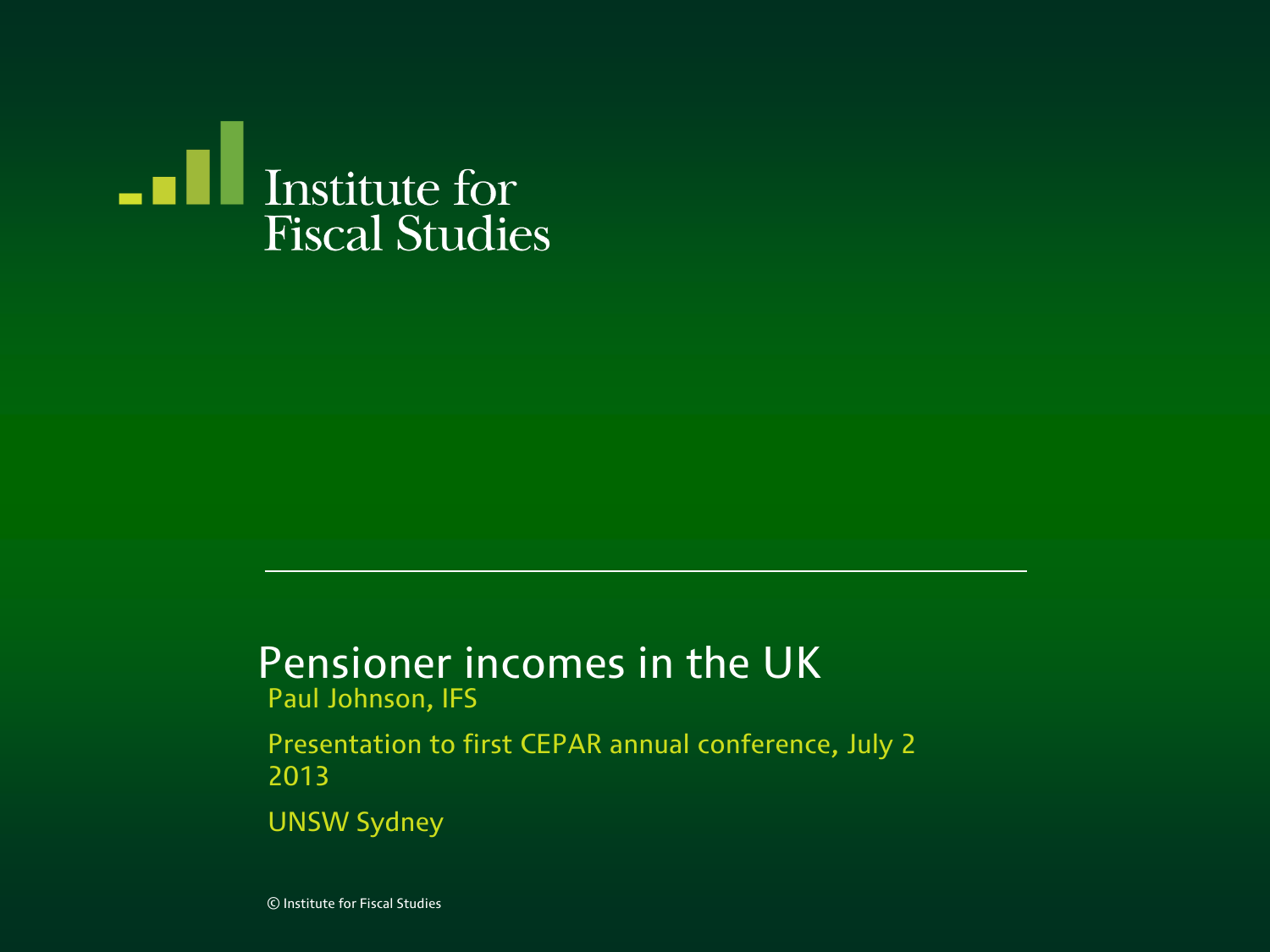Institute for Fiscal Studies

# Pensioner incomes in the UK

Paul Johnson, IFS

Presentation to first CEPAR annual conference, July 2 2013

UNSW Sydney

© Institute for Fiscal Studies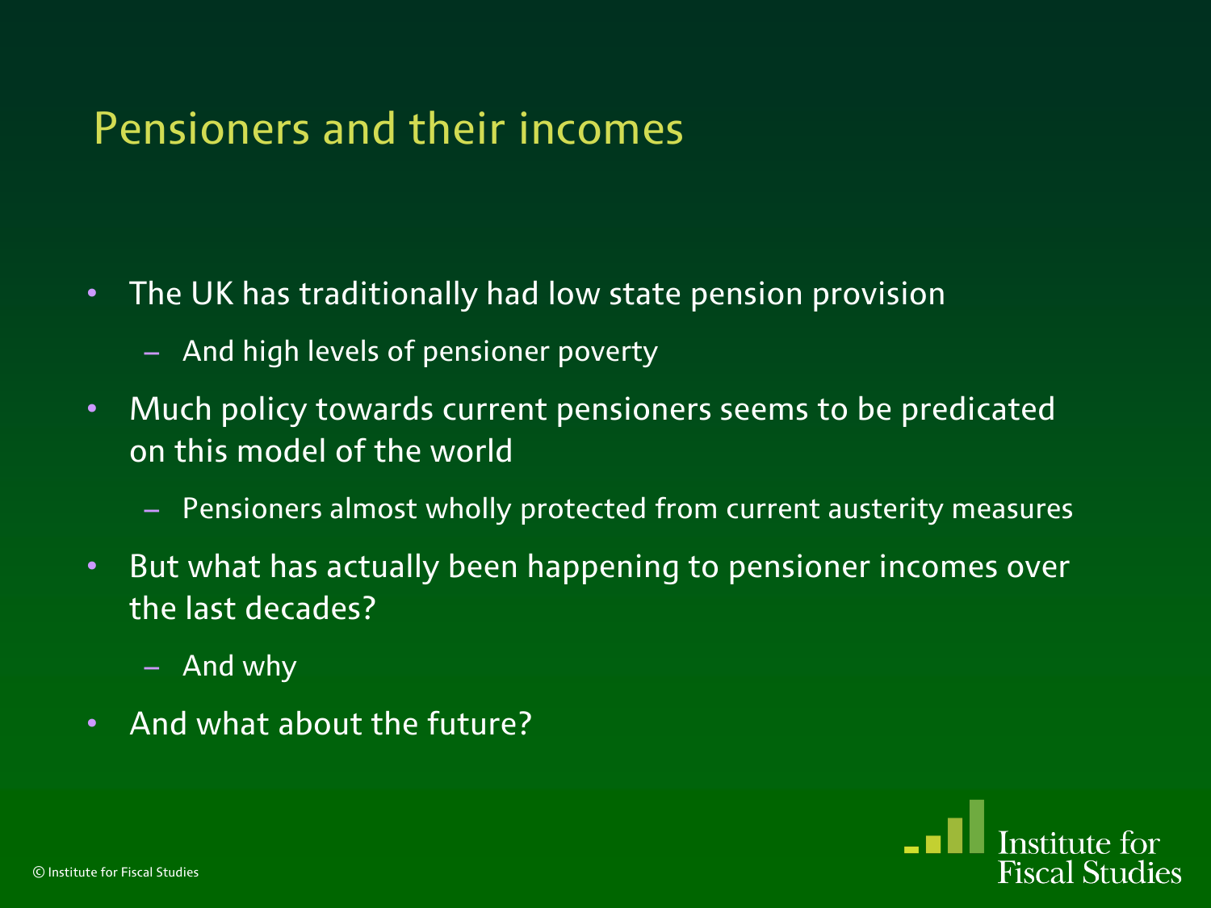# Pensioners and their incomes

- The UK has traditionally had low state pension provision
  - And high levels of pensioner poverty
- Much policy towards current pensioners seems to be predicated on this model of the world
  - Pensioners almost wholly protected from current austerity measures
- But what has actually been happening to pensioner incomes over the last decades?
  - And why
- And what about the future?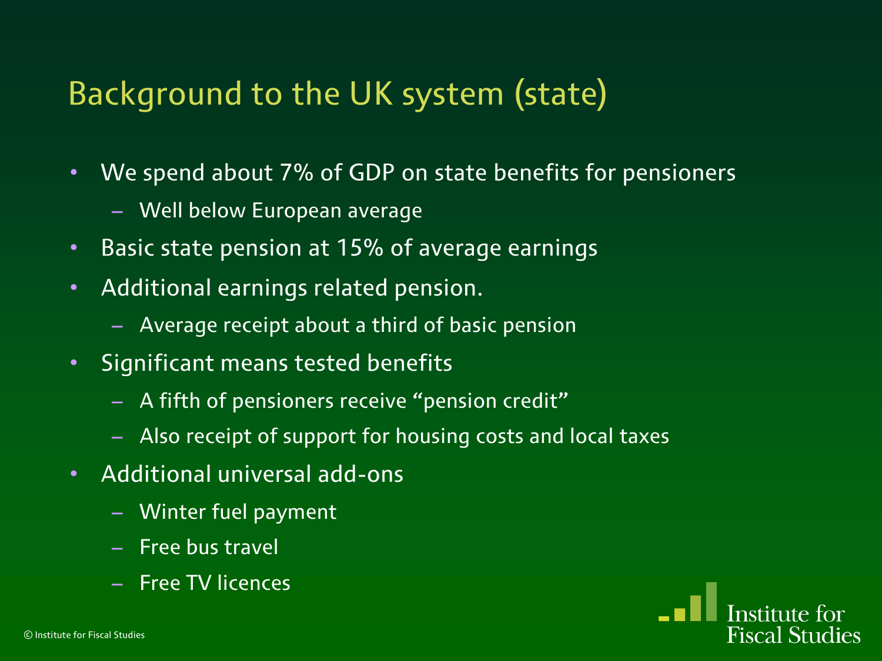# Background to the UK system (state)

- We spend about 7% of GDP on state benefits for pensioners
  - Well below European average
- Basic state pension at 15% of average earnings
- Additional earnings related pension.
  - Average receipt about a third of basic pension
- Significant means tested benefits
  - A fifth of pensioners receive "pension credit"
  - Also receipt of support for housing costs and local taxes
- Additional universal add-ons
  - Winter fuel payment
  - Free bus travel
  - Free TV licences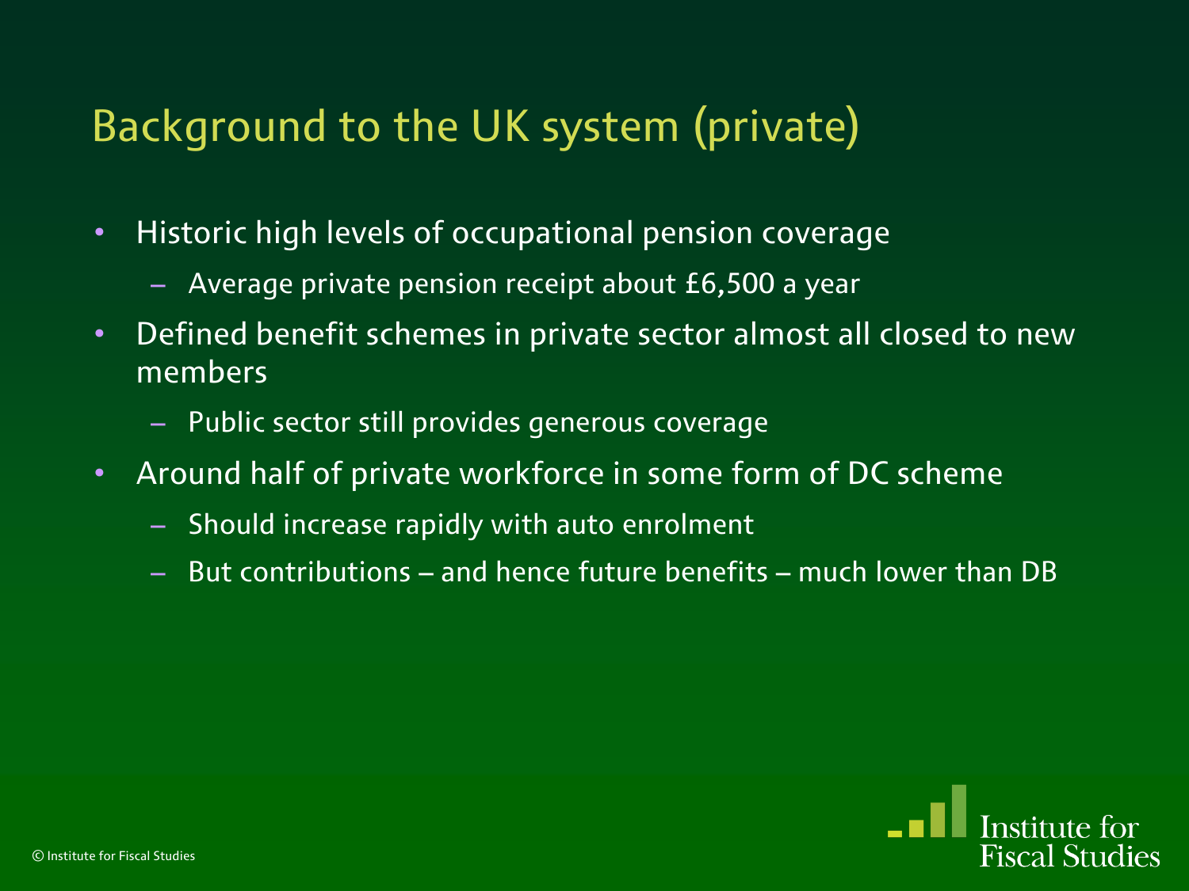# Background to the UK system (private)

- Historic high levels of occupational pension coverage
  - Average private pension receipt about £6,500 a year
- Defined benefit schemes in private sector almost all closed to new members
  - Public sector still provides generous coverage
- Around half of private workforce in some form of DC scheme
  - Should increase rapidly with auto enrolment
  - But contributions – and hence future benefits – much lower than DB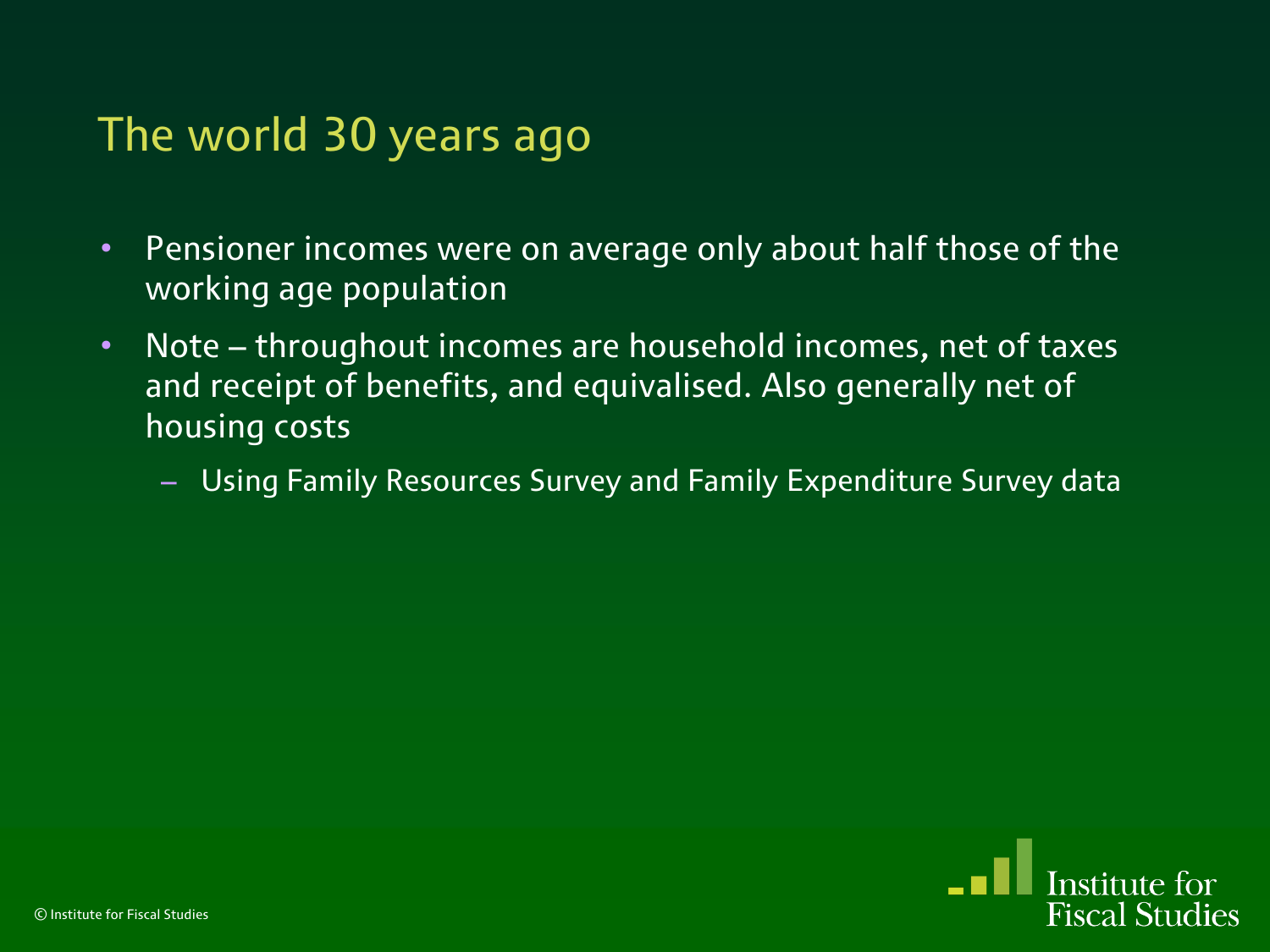# The world 30 years ago

- Pensioner incomes were on average only about half those of the working age population
- Note – throughout incomes are household incomes, net of taxes and receipt of benefits, and equivalised. Also generally net of housing costs
  - Using Family Resources Survey and Family Expenditure Survey data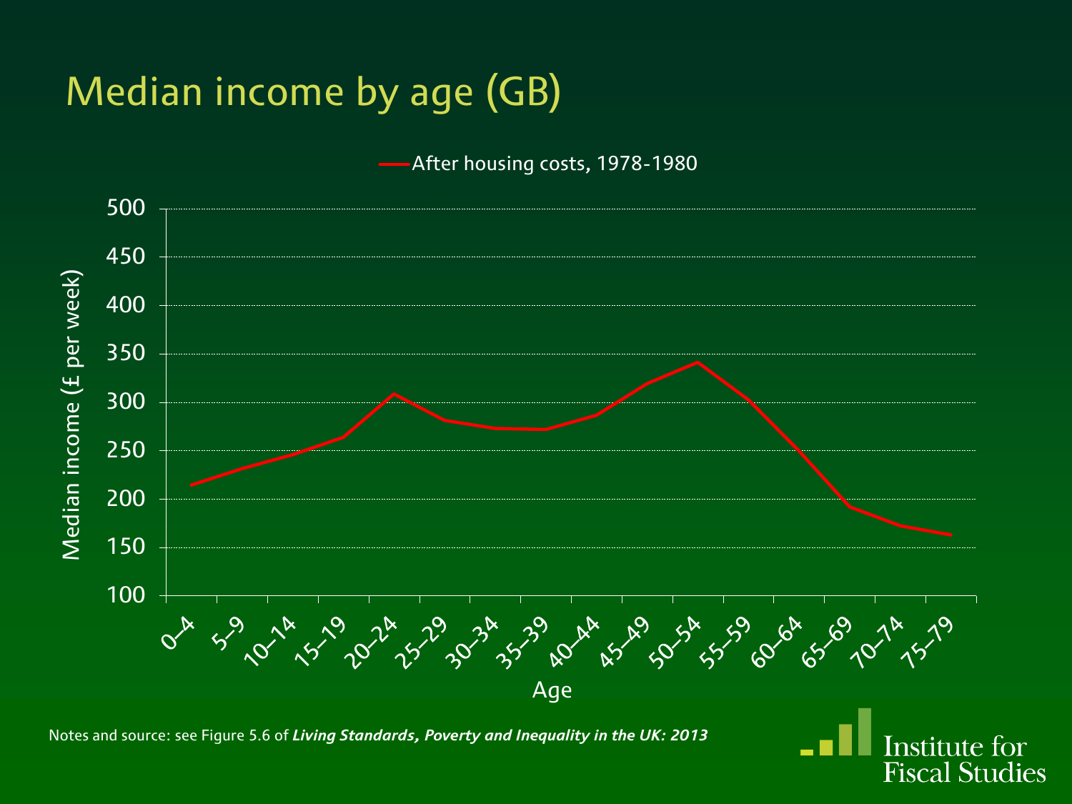# Median income by age (GB)

After housing costs, 1978-1980

Median income (£ per week)

Age: 0–4, 5–9, 10–14, 15–19, 20–24, 25–29, 30–34, 35–39, 40–44, 45–49, 50–54, 55–59, 60–64, 65–69, 70–74, 75–79

Notes and source: see Figure 5.6 of ***Living Standards, Poverty and Inequality in the UK: 2013***

Institute for Fiscal Studies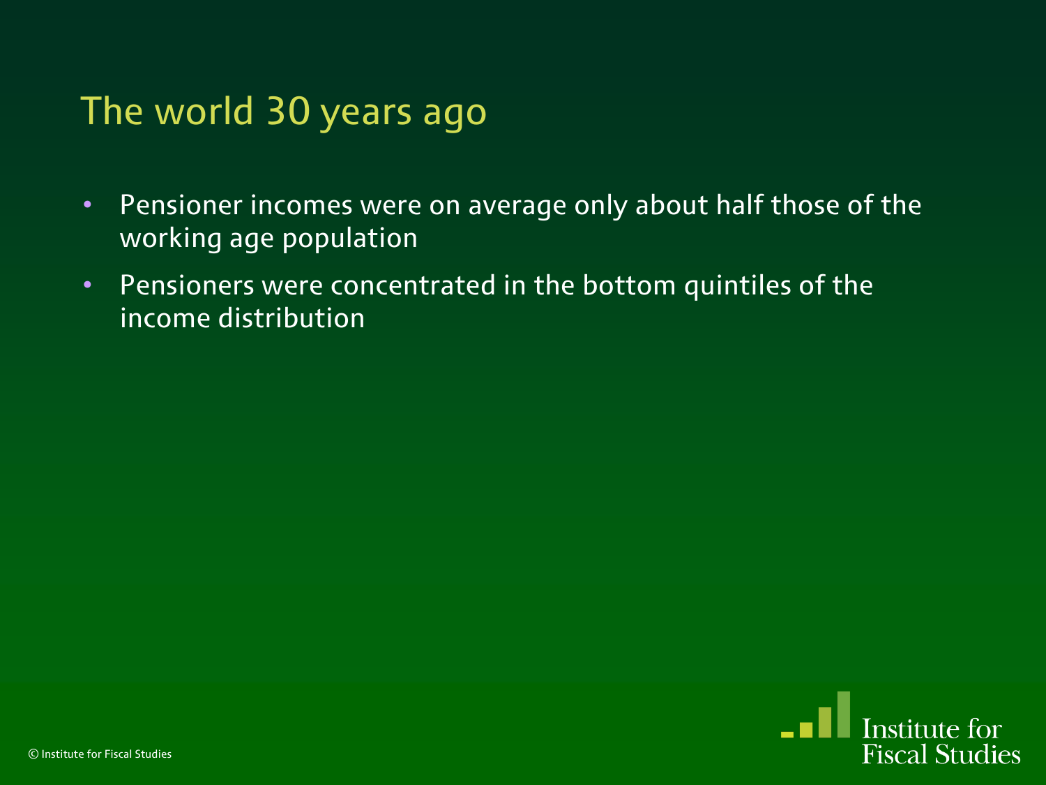# The world 30 years ago

- Pensioner incomes were on average only about half those of the working age population
- Pensioners were concentrated in the bottom quintiles of the income distribution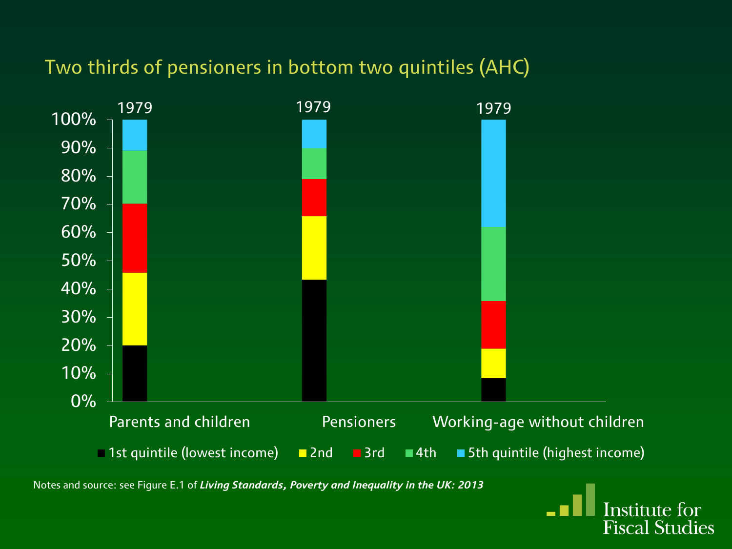## Two thirds of pensioners in bottom two quintiles (AHC)

1979 | 1979 | 1979

100%
90%
80%
70%
60%
50%
40%
30%
20%
10%
0%

Parents and children | Pensioners | Working-age without children

1st quintile (lowest income) | 2nd | 3rd | 4th | 5th quintile (highest income)

Notes and source: see Figure E.1 of ***Living Standards, Poverty and Inequality in the UK: 2013***

Institute for Fiscal Studies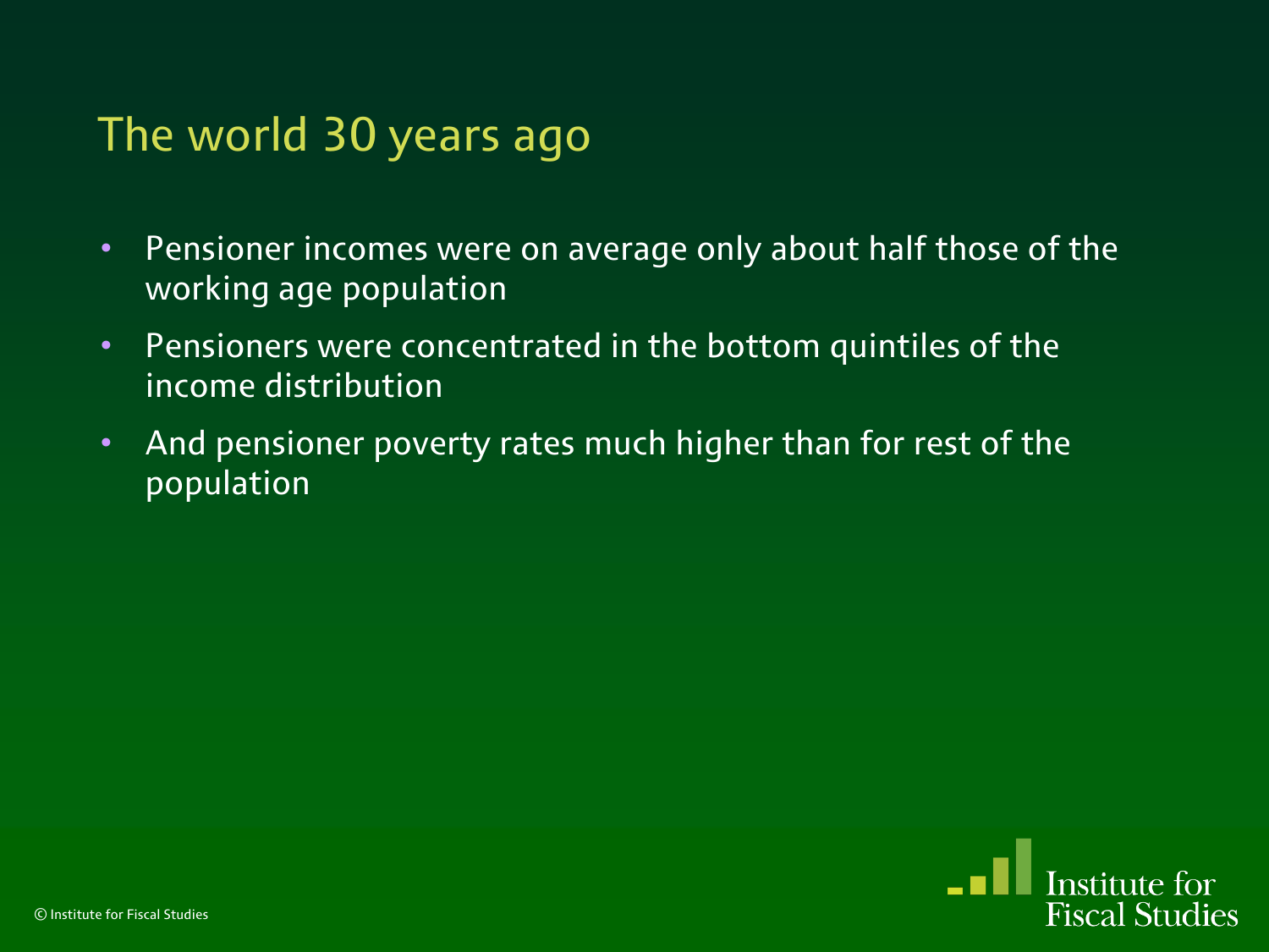# The world 30 years ago

- Pensioner incomes were on average only about half those of the working age population
- Pensioners were concentrated in the bottom quintiles of the income distribution
- And pensioner poverty rates much higher than for rest of the population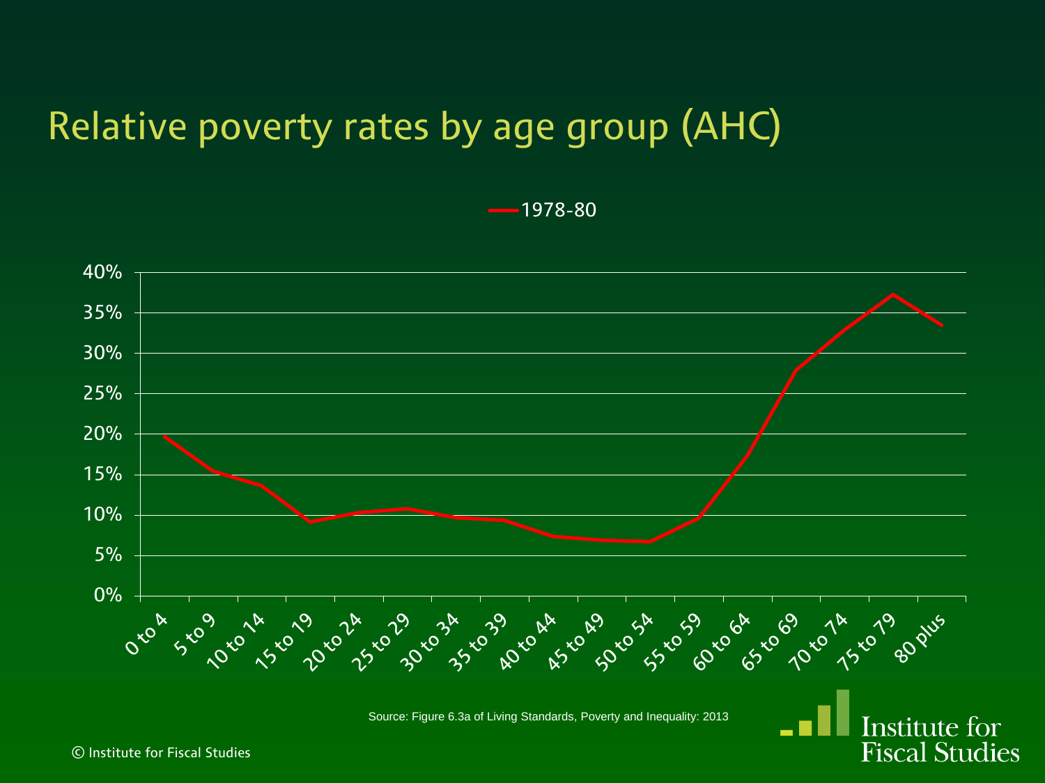# Relative poverty rates by age group (AHC)

1978-80

| Age group | 1978-80 |
|---|---|
| 0 to 4 | |
| 5 to 9 | |
| 10 to 14 | |
| 15 to 19 | |
| 20 to 24 | |
| 25 to 29 | |
| 30 to 34 | |
| 35 to 39 | |
| 40 to 44 | |
| 45 to 49 | |
| 50 to 54 | |
| 55 to 59 | |
| 60 to 64 | |
| 65 to 69 | |
| 70 to 74 | |
| 75 to 79 | |
| 80 plus | |

Y-axis: 0%, 5%, 10%, 15%, 20%, 25%, 30%, 35%, 40%

Source: Figure 6.3a of Living Standards, Poverty and Inequality: 2013

© Institute for Fiscal Studies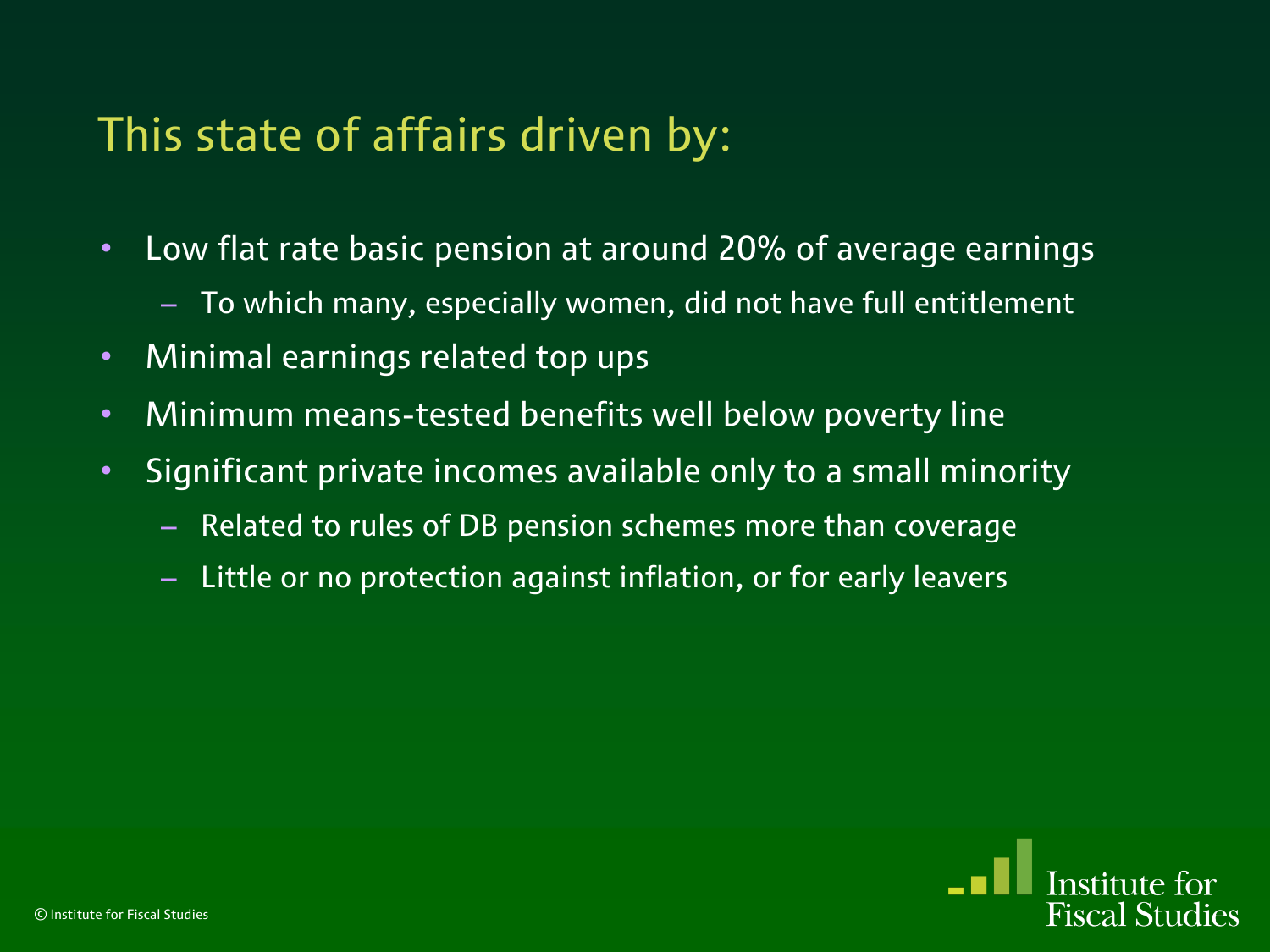# This state of affairs driven by:

- Low flat rate basic pension at around 20% of average earnings
  - To which many, especially women, did not have full entitlement
- Minimal earnings related top ups
- Minimum means-tested benefits well below poverty line
- Significant private incomes available only to a small minority
  - Related to rules of DB pension schemes more than coverage
  - Little or no protection against inflation, or for early leavers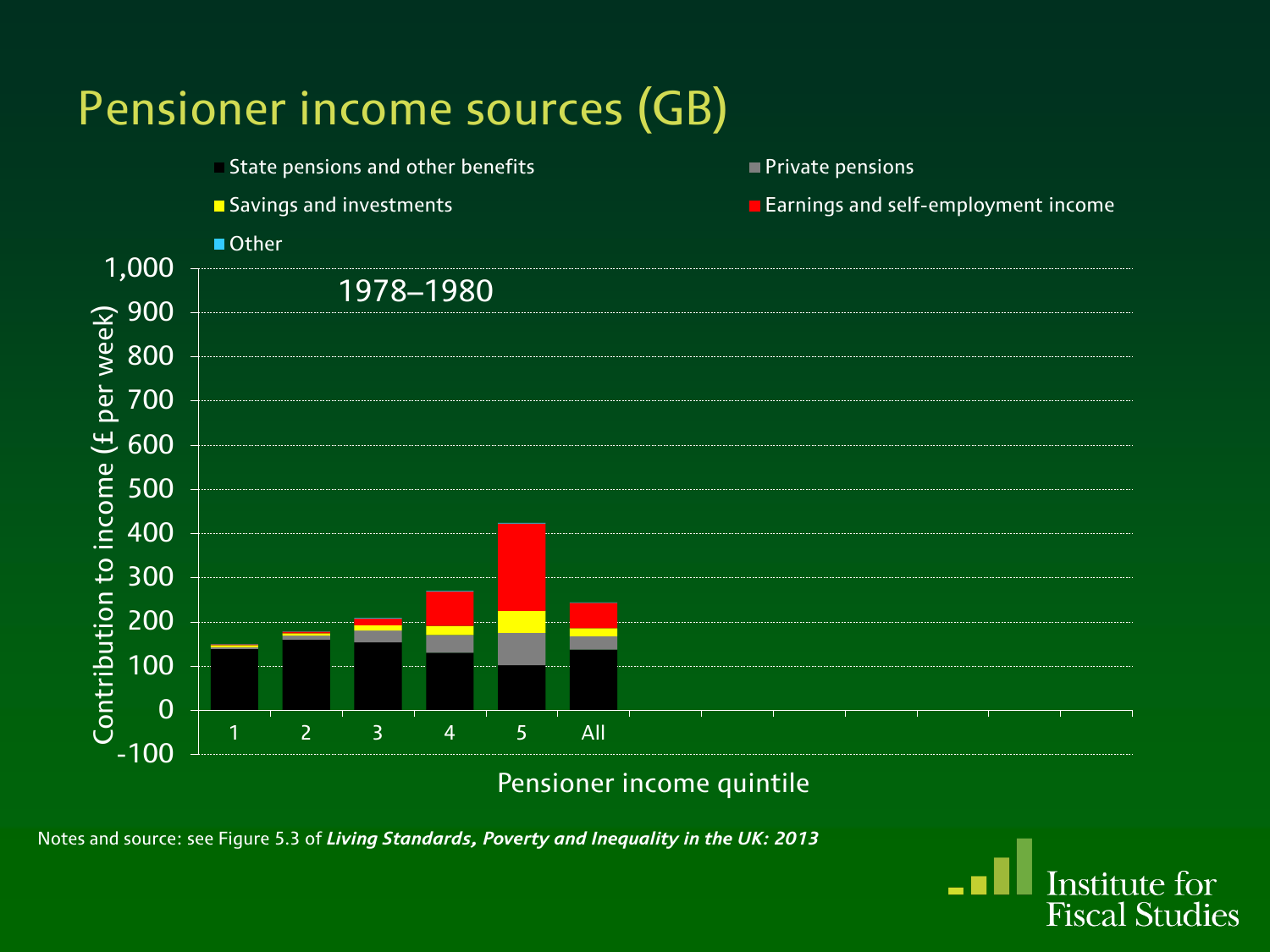# Pensioner income sources (GB)

State pensions and other benefits | Private pensions | Savings and investments | Earnings and self-employment income | Other

1978–1980

Contribution to income (£ per week)

Pensioner income quintile: 1, 2, 3, 4, 5, All

Notes and source: see Figure 5.3 of ***Living Standards, Poverty and Inequality in the UK: 2013***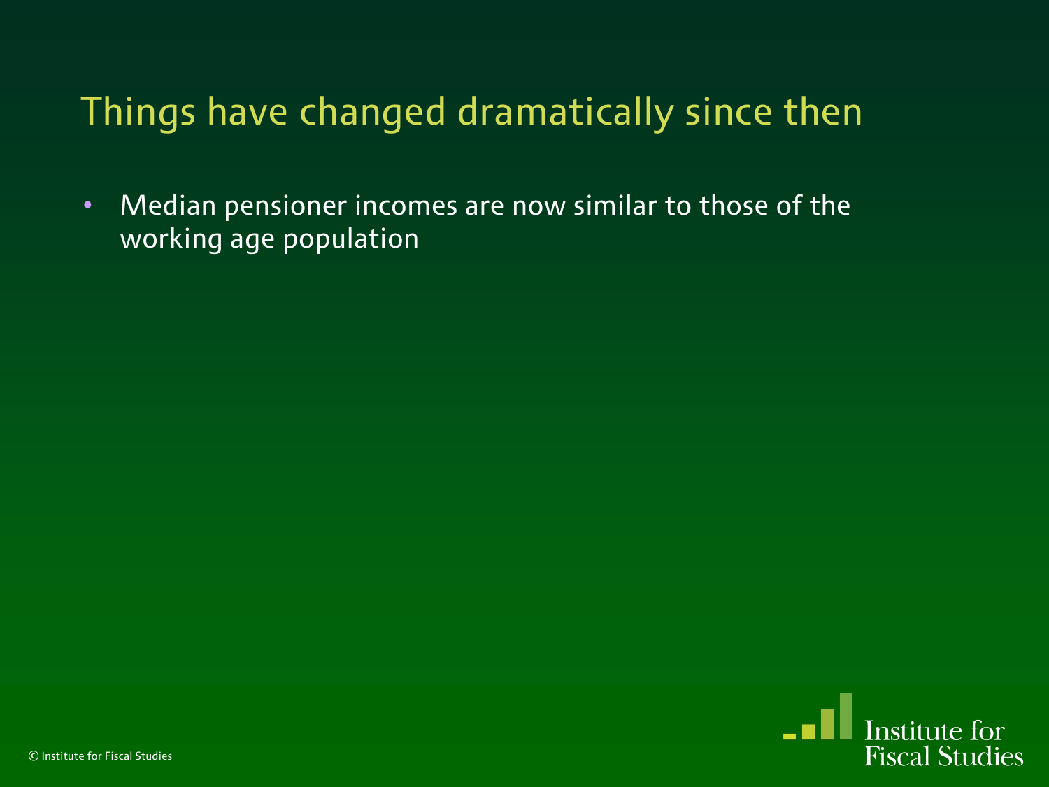# Things have changed dramatically since then

- Median pensioner incomes are now similar to those of the working age population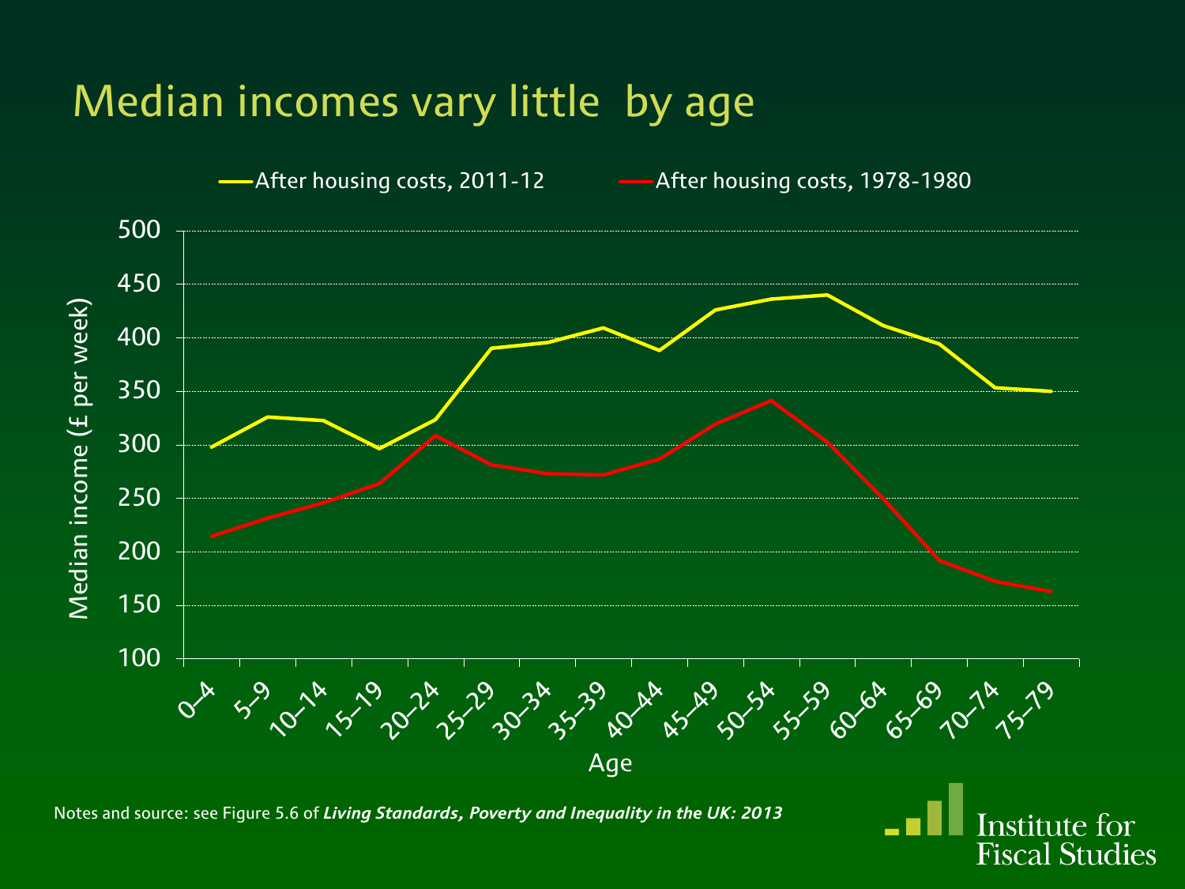# Median incomes vary little by age

After housing costs, 2011-12 | After housing costs, 1978-1980

Median income (£ per week)

Age

Notes and source: see Figure 5.6 of ***Living Standards, Poverty and Inequality in the UK: 2013***

Institute for Fiscal Studies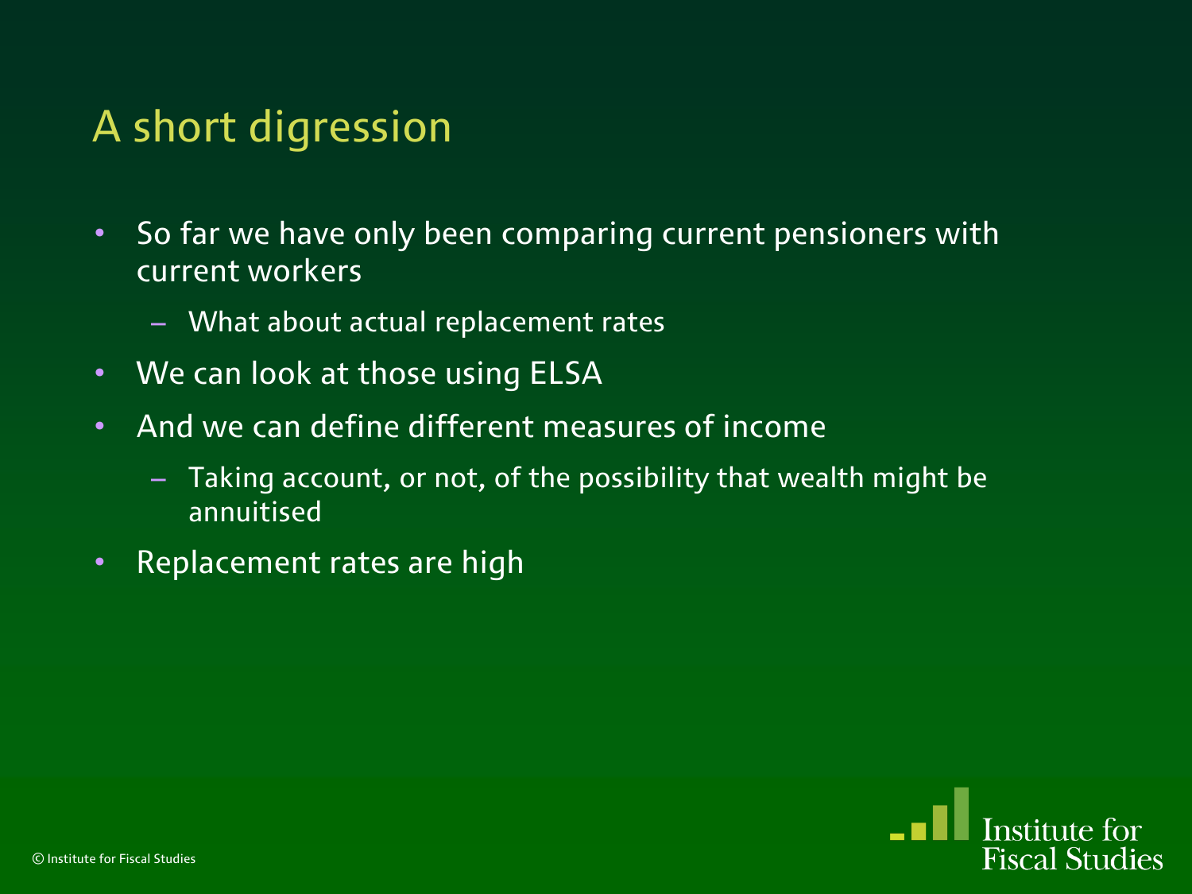# A short digression

- So far we have only been comparing current pensioners with current workers
  - What about actual replacement rates
- We can look at those using ELSA
- And we can define different measures of income
  - Taking account, or not, of the possibility that wealth might be annuitised
- Replacement rates are high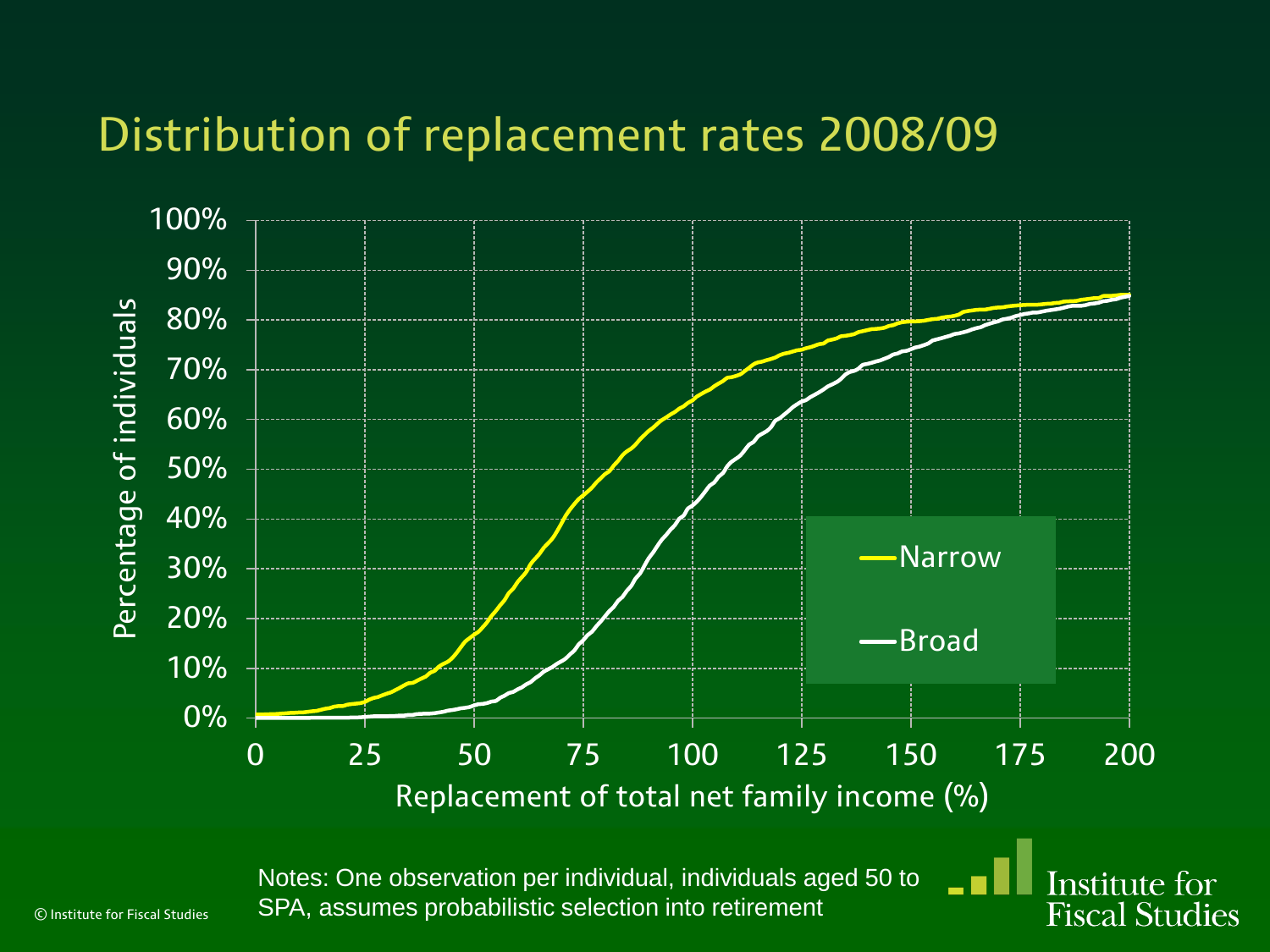# Distribution of replacement rates 2008/09

Notes: One observation per individual, individuals aged 50 to SPA, assumes probabilistic selection into retirement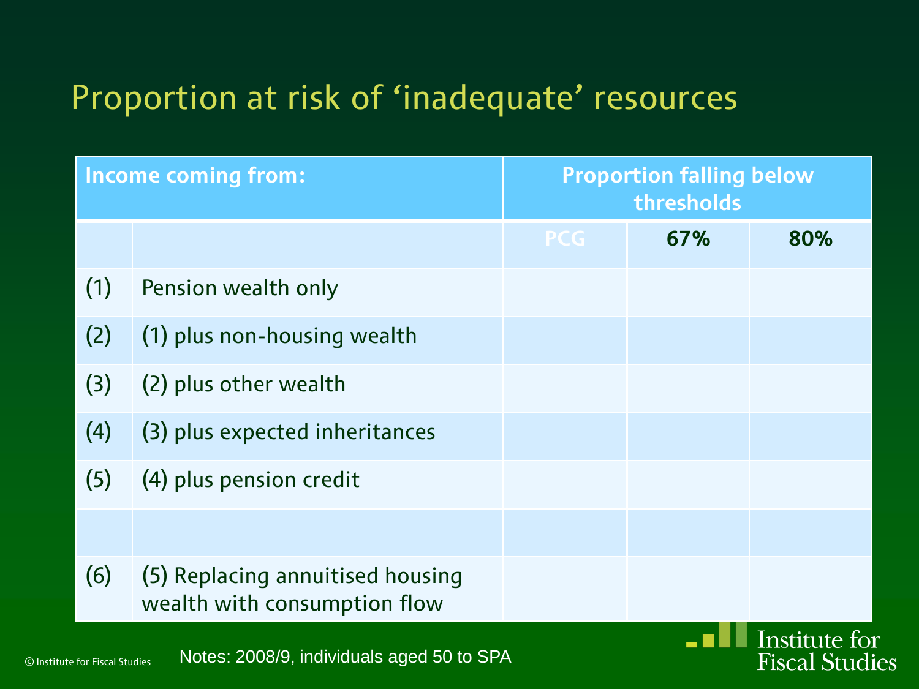# Proportion at risk of 'inadequate' resources

| Income coming from: | | Proportion falling below thresholds | | |
|---|---|---|---|---|
| | | PCG | 67% | 80% |
| (1) | Pension wealth only | | | |
| (2) | (1) plus non-housing wealth | | | |
| (3) | (2) plus other wealth | | | |
| (4) | (3) plus expected inheritances | | | |
| (5) | (4) plus pension credit | | | |
| | | | | |
| (6) | (5) Replacing annuitised housing wealth with consumption flow | | | |

Notes: 2008/9, individuals aged 50 to SPA

© Institute for Fiscal Studies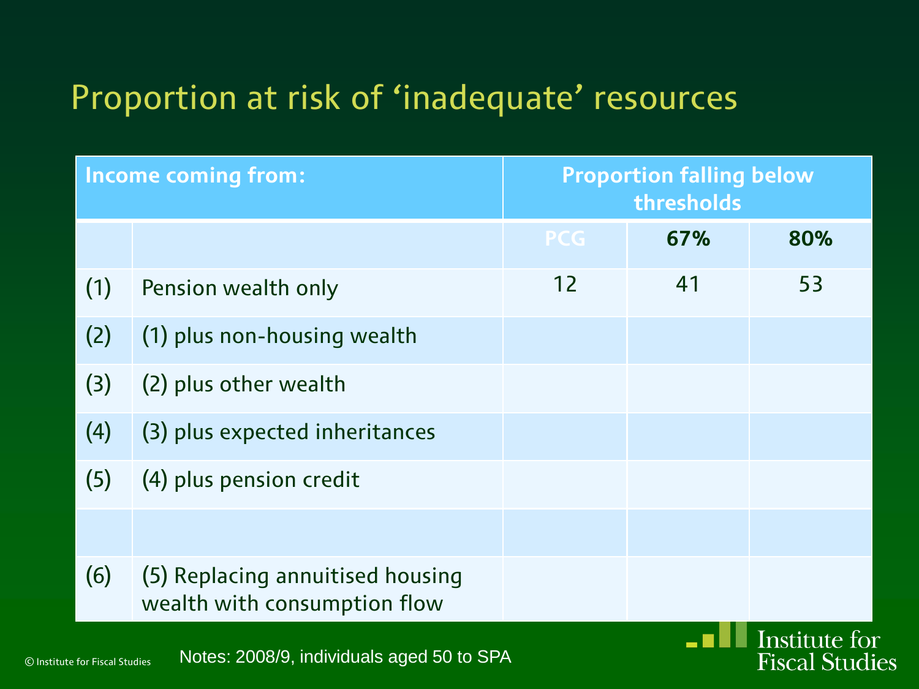# Proportion at risk of 'inadequate' resources

| Income coming from: | | Proportion falling below thresholds | | |
|---|---|---|---|---|
| | | PCG | 67% | 80% |
| (1) | Pension wealth only | 12 | 41 | 53 |
| (2) | (1) plus non-housing wealth | | | |
| (3) | (2) plus other wealth | | | |
| (4) | (3) plus expected inheritances | | | |
| (5) | (4) plus pension credit | | | |
| | | | | |
| (6) | (5) Replacing annuitised housing wealth with consumption flow | | | |

Notes: 2008/9, individuals aged 50 to SPA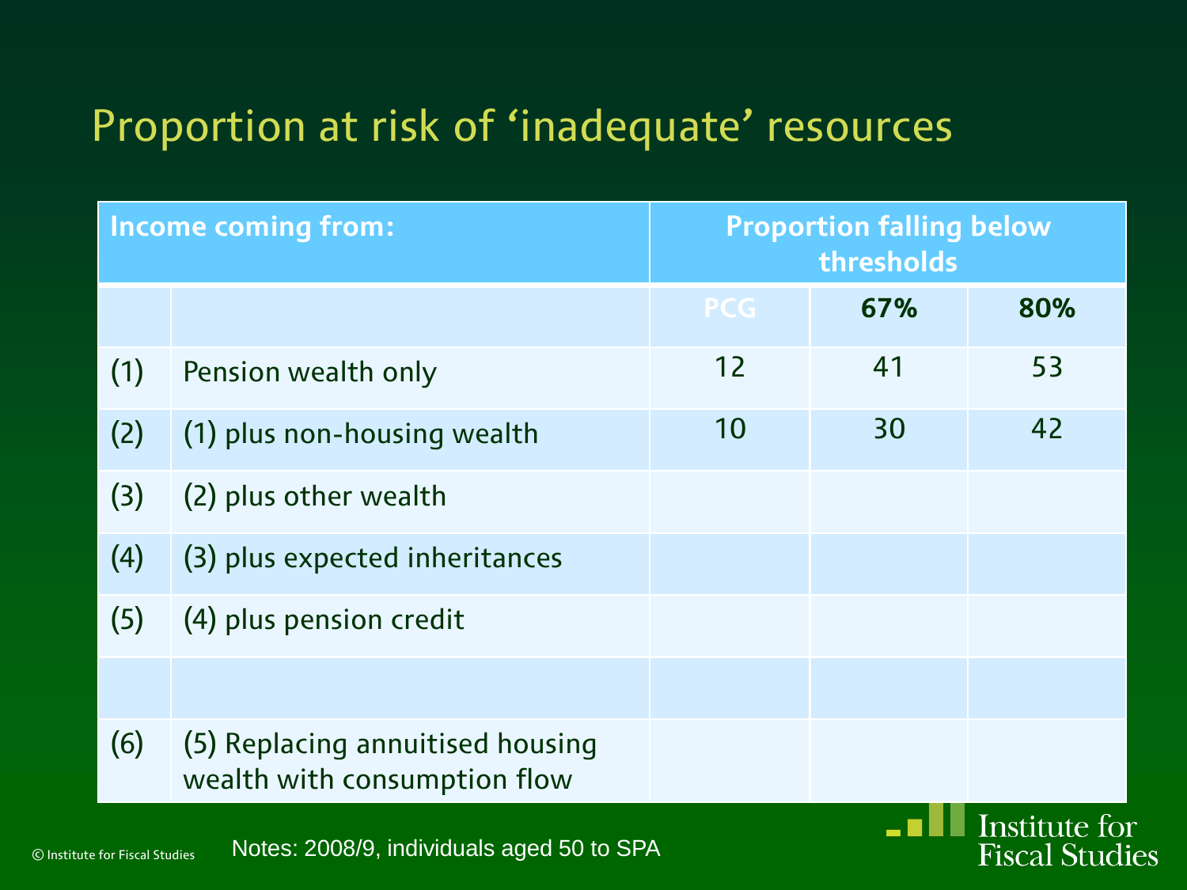# Proportion at risk of 'inadequate' resources

| Income coming from: | | Proportion falling below thresholds | | |
|---|---|---|---|---|
| | | PCG | 67% | 80% |
| (1) | Pension wealth only | 12 | 41 | 53 |
| (2) | (1) plus non-housing wealth | 10 | 30 | 42 |
| (3) | (2) plus other wealth | | | |
| (4) | (3) plus expected inheritances | | | |
| (5) | (4) plus pension credit | | | |
| | | | | |
| (6) | (5) Replacing annuitised housing wealth with consumption flow | | | |

Notes: 2008/9, individuals aged 50 to SPA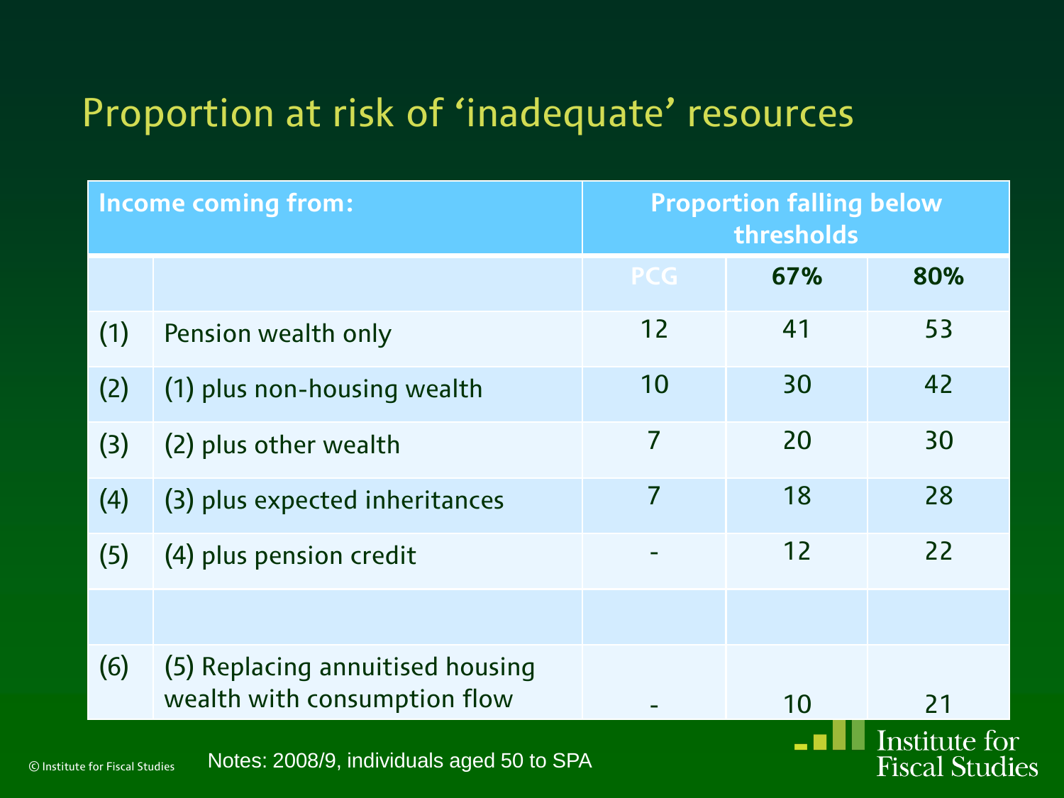# Proportion at risk of 'inadequate' resources

| Income coming from: | | Proportion falling below thresholds | | |
|---|---|---|---|---|
| | | PCG | 67% | 80% |
| (1) | Pension wealth only | 12 | 41 | 53 |
| (2) | (1) plus non-housing wealth | 10 | 30 | 42 |
| (3) | (2) plus other wealth | 7 | 20 | 30 |
| (4) | (3) plus expected inheritances | 7 | 18 | 28 |
| (5) | (4) plus pension credit | - | 12 | 22 |
| | | | | |
| (6) | (5) Replacing annuitised housing wealth with consumption flow | - | 10 | 21 |

Notes: 2008/9, individuals aged 50 to SPA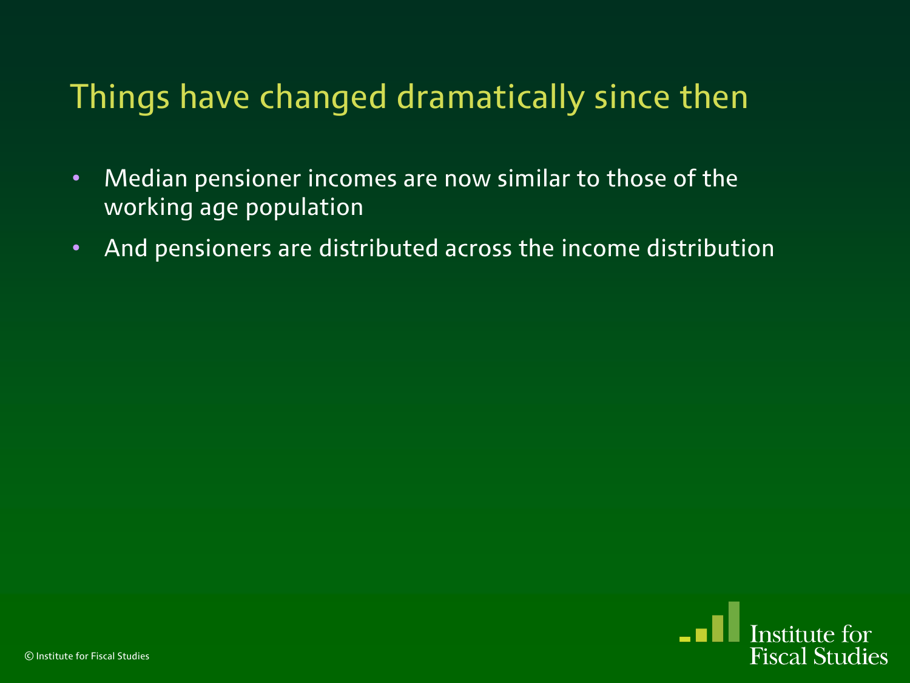# Things have changed dramatically since then

- Median pensioner incomes are now similar to those of the working age population
- And pensioners are distributed across the income distribution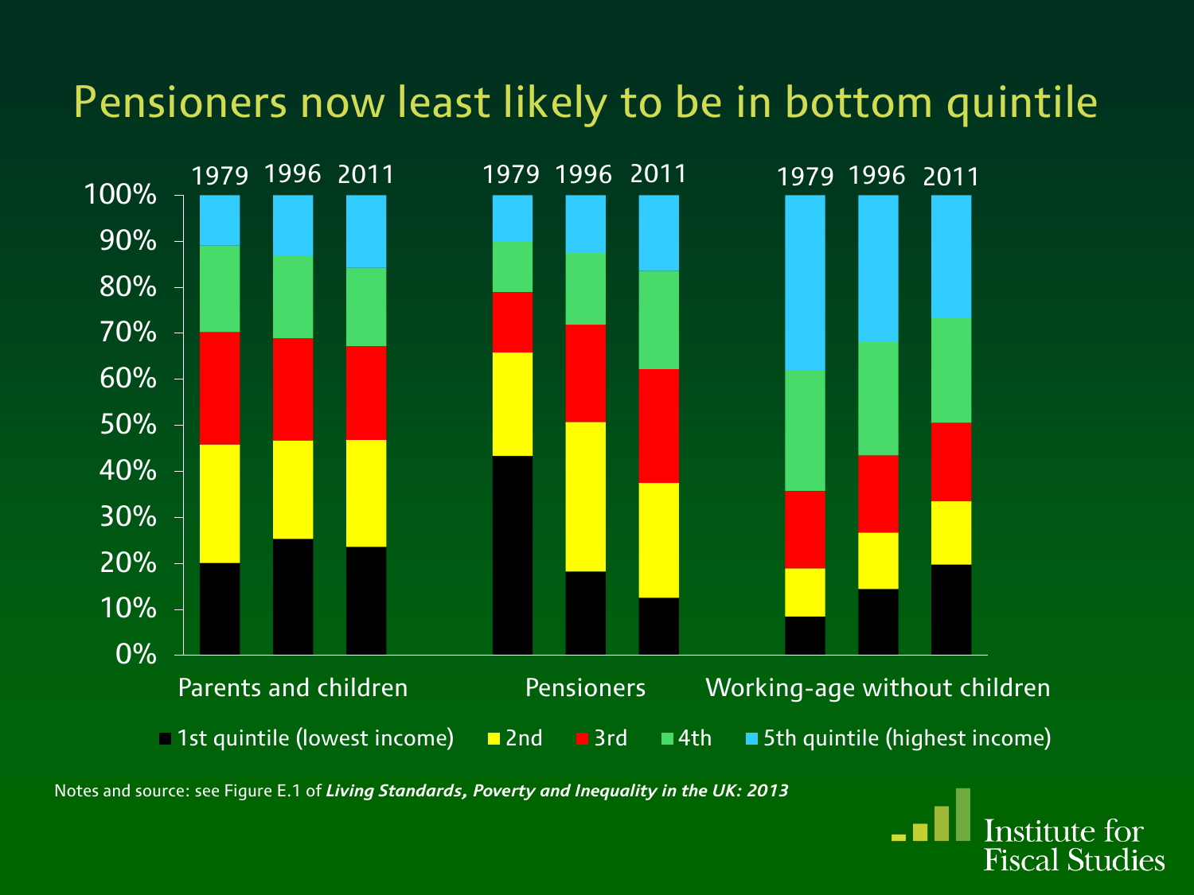# Pensioners now least likely to be in bottom quintile

| | Parents and children 1979 | Parents and children 1996 | Parents and children 2011 | Pensioners 1979 | Pensioners 1996 | Pensioners 2011 | Working-age without children 1979 | Working-age without children 1996 | Working-age without children 2011 |
|---|---|---|---|---|---|---|---|---|---|
| 1st quintile (lowest income) | 20% | 25% | 24% | 43% | 18% | 13% | 8% | 14% | 20% |
| 2nd | 26% | 21% | 23% | 23% | 32% | 25% | 11% | 12% | 14% |
| 3rd | 24% | 22% | 20% | 13% | 21% | 25% | 17% | 17% | 17% |
| 4th | 19% | 18% | 17% | 11% | 16% | 21% | 26% | 25% | 23% |
| 5th quintile (highest income) | 11% | 13% | 16% | 10% | 12% | 16% | 38% | 32% | 27% |

Notes and source: see Figure E.1 of ***Living Standards, Poverty and Inequality in the UK: 2013***

Institute for Fiscal Studies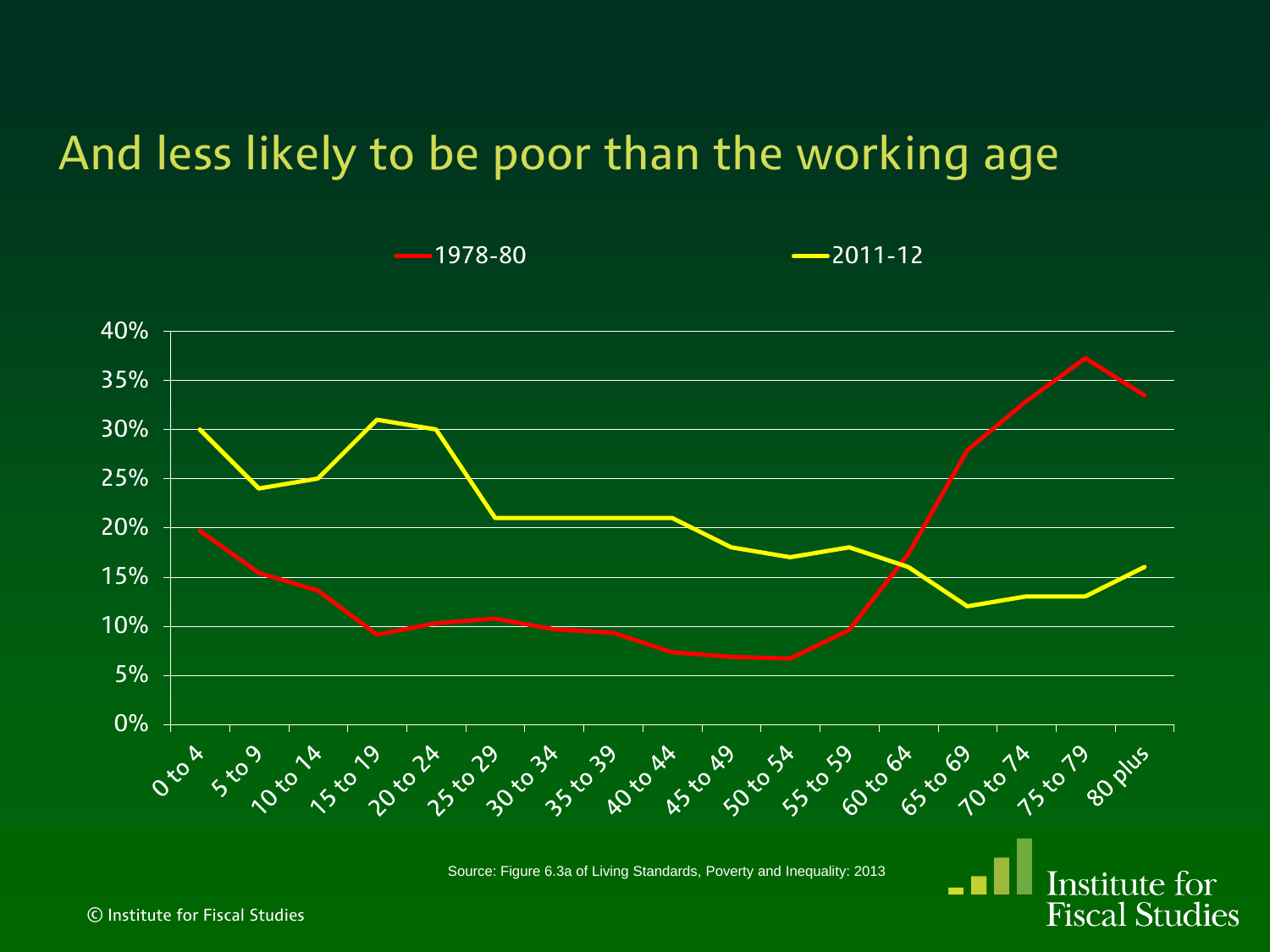# And less likely to be poor than the working age

| Age group | 1978-80 | 2011-12 |
|---|---|---|
| 0 to 4 | | |
| 5 to 9 | | |
| 10 to 14 | | |
| 15 to 19 | | |
| 20 to 24 | | |
| 25 to 29 | | |
| 30 to 34 | | |
| 35 to 39 | | |
| 40 to 44 | | |
| 45 to 49 | | |
| 50 to 54 | | |
| 55 to 59 | | |
| 60 to 64 | | |
| 65 to 69 | | |
| 70 to 74 | | |
| 75 to 79 | | |
| 80 plus | | |

Source: Figure 6.3a of Living Standards, Poverty and Inequality: 2013

© Institute for Fiscal Studies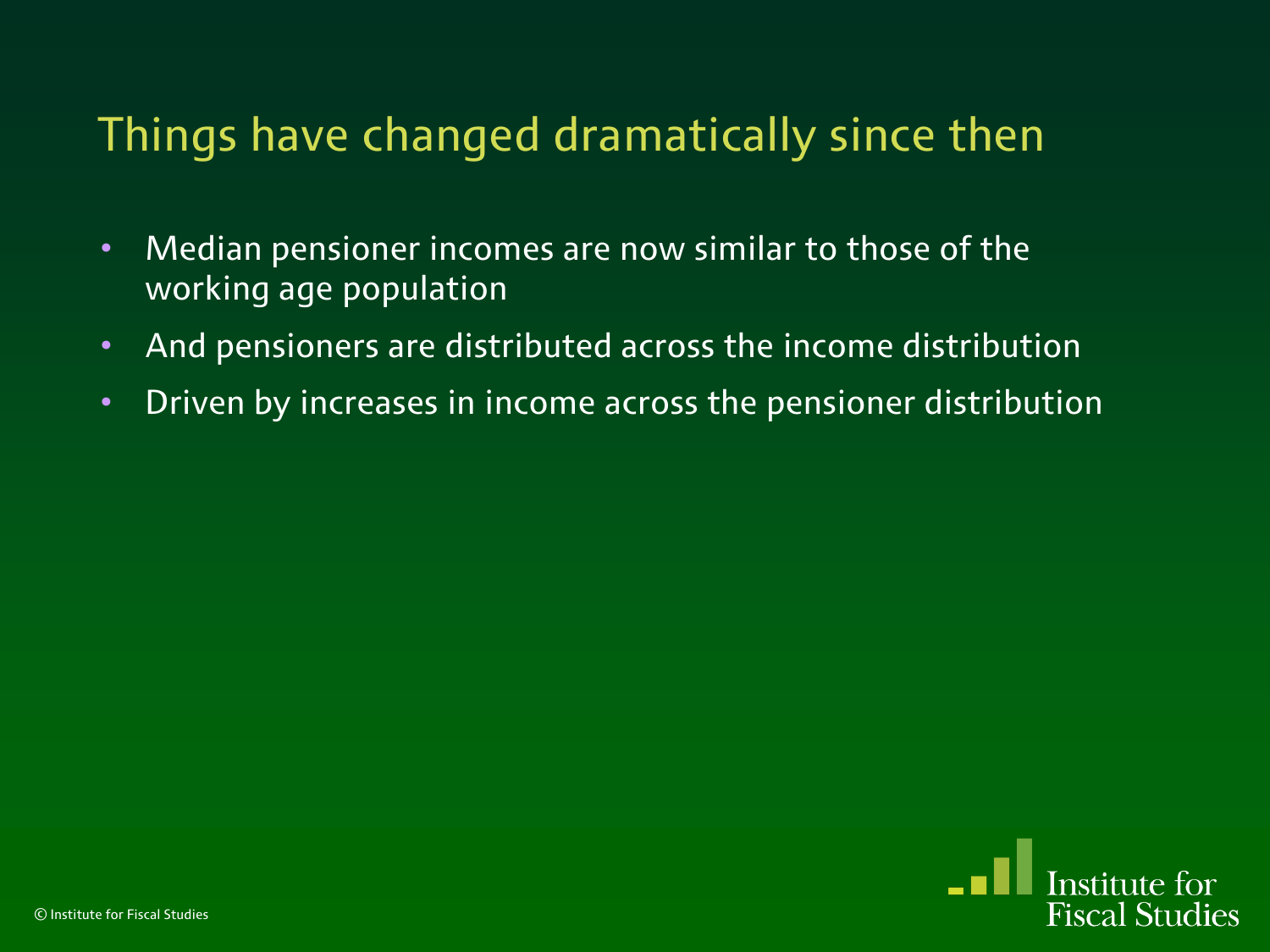# Things have changed dramatically since then

- Median pensioner incomes are now similar to those of the working age population
- And pensioners are distributed across the income distribution
- Driven by increases in income across the pensioner distribution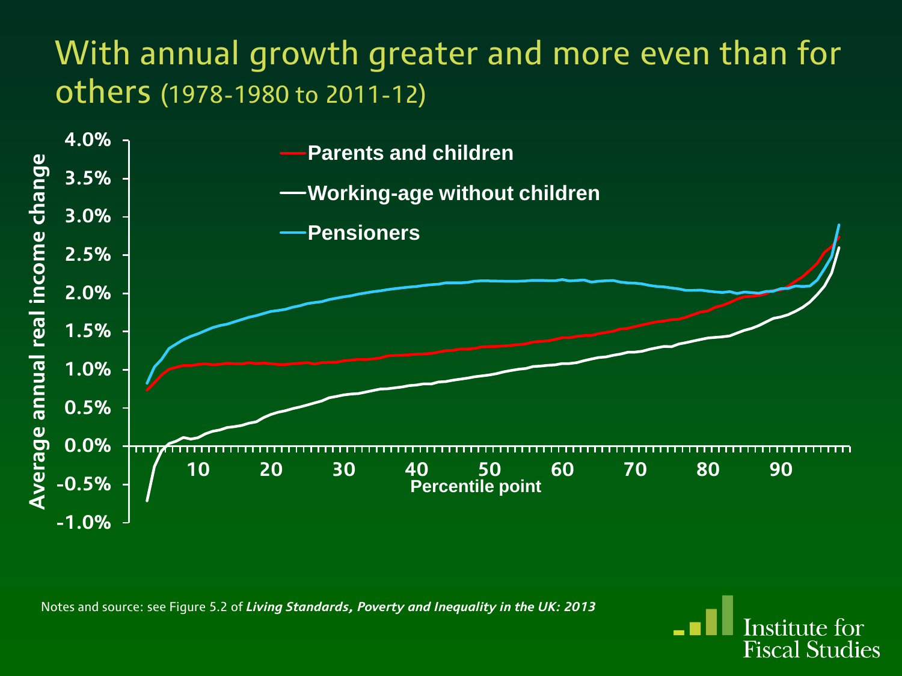# With annual growth greater and more even than for others (1978-1980 to 2011-12)

Average annual real income change

4.0%
3.5%
3.0%
2.5%
2.0%
1.5%
1.0%
0.5%
0.0%
-0.5%
-1.0%

10 20 30 40 50 60 70 80 90

Percentile point

- Parents and children
- Working-age without children
- Pensioners

Notes and source: see Figure 5.2 of ***Living Standards, Poverty and Inequality in the UK: 2013***

Institute for Fiscal Studies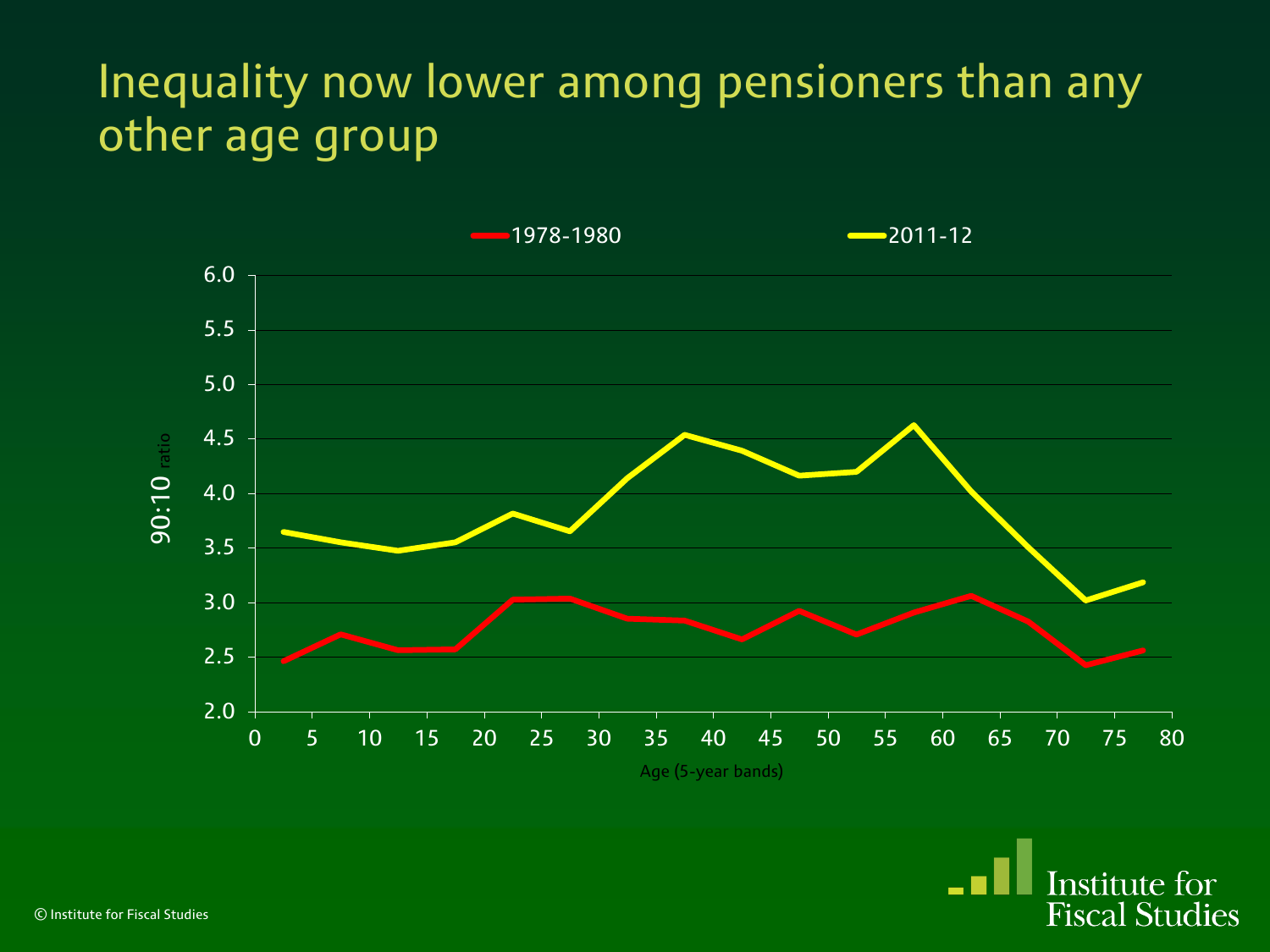# Inequality now lower among pensioners than any other age group

1978-1980 | 2011-12

90:10 ratio

Age (5-year bands)

© Institute for Fiscal Studies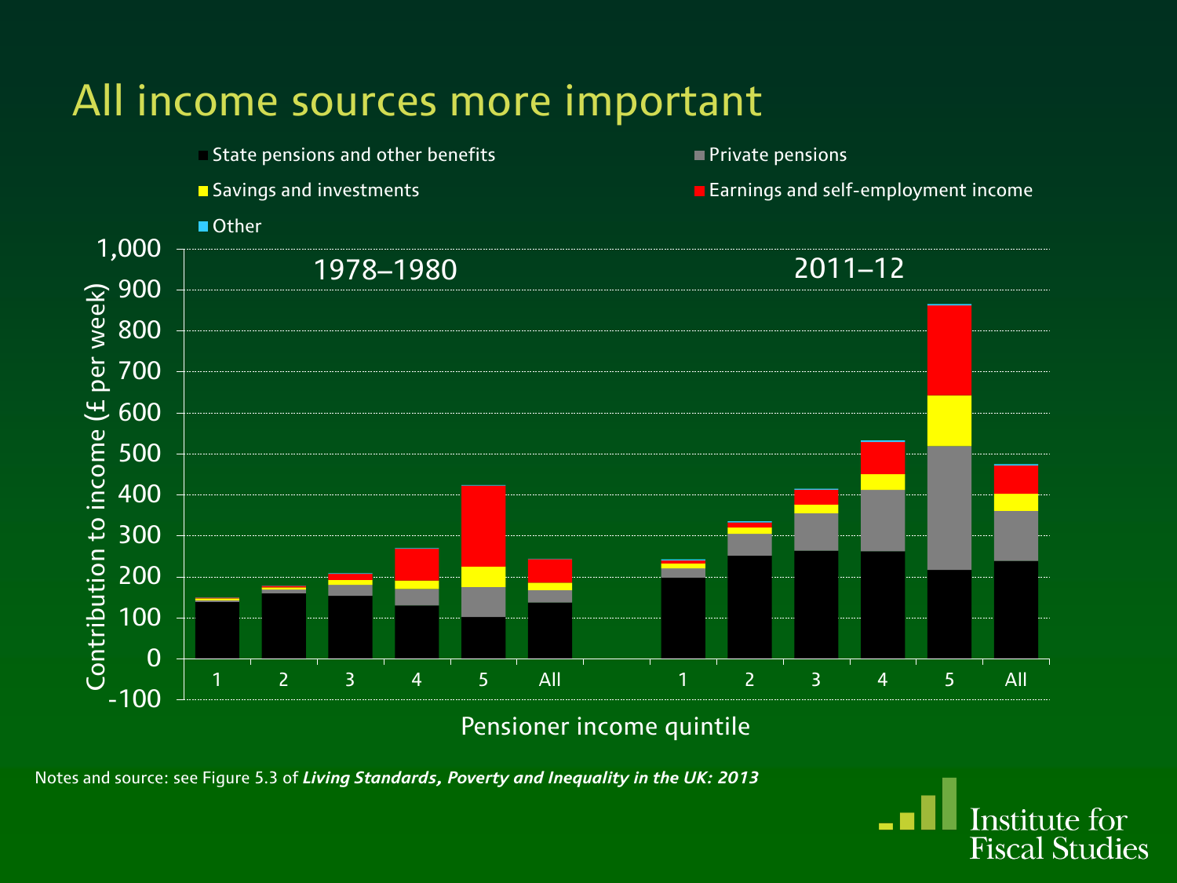# All income sources more important

Notes and source: see Figure 5.3 of ***Living Standards, Poverty and Inequality in the UK: 2013***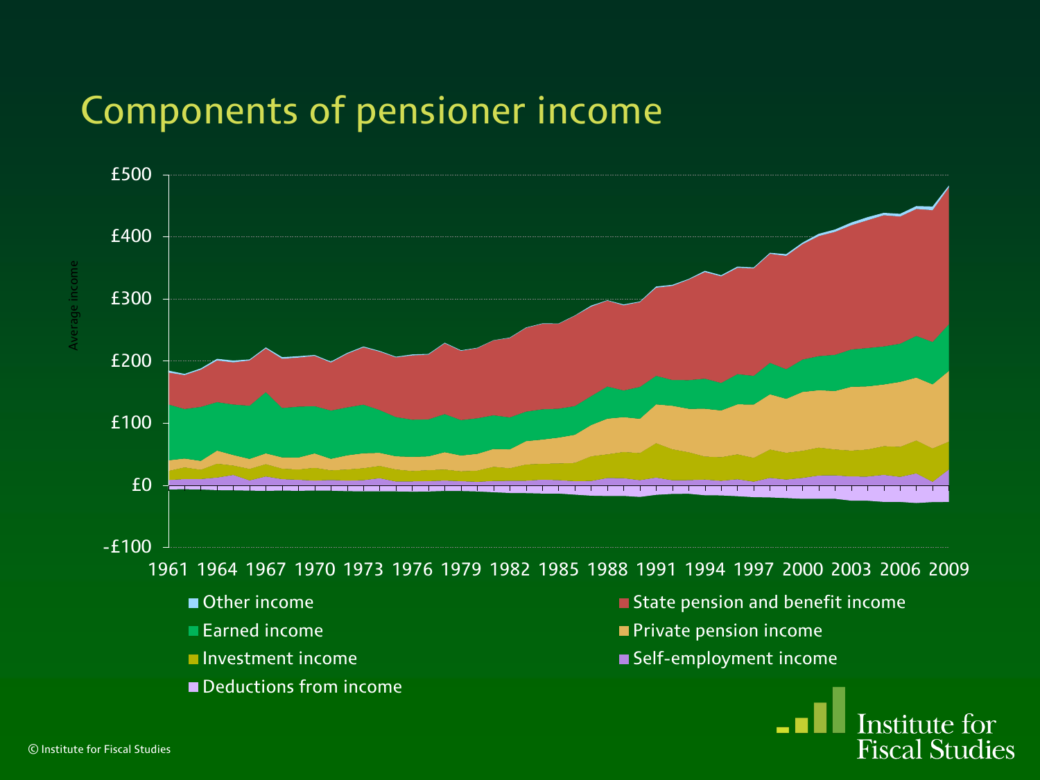# Components of pensioner income

Average income

£500
£400
£300
£200
£100
£0
-£100

1961 1964 1967 1970 1973 1976 1979 1982 1985 1988 1991 1994 1997 2000 2003 2006 2009

- Other income
- State pension and benefit income
- Earned income
- Private pension income
- Investment income
- Self-employment income
- Deductions from income

© Institute for Fiscal Studies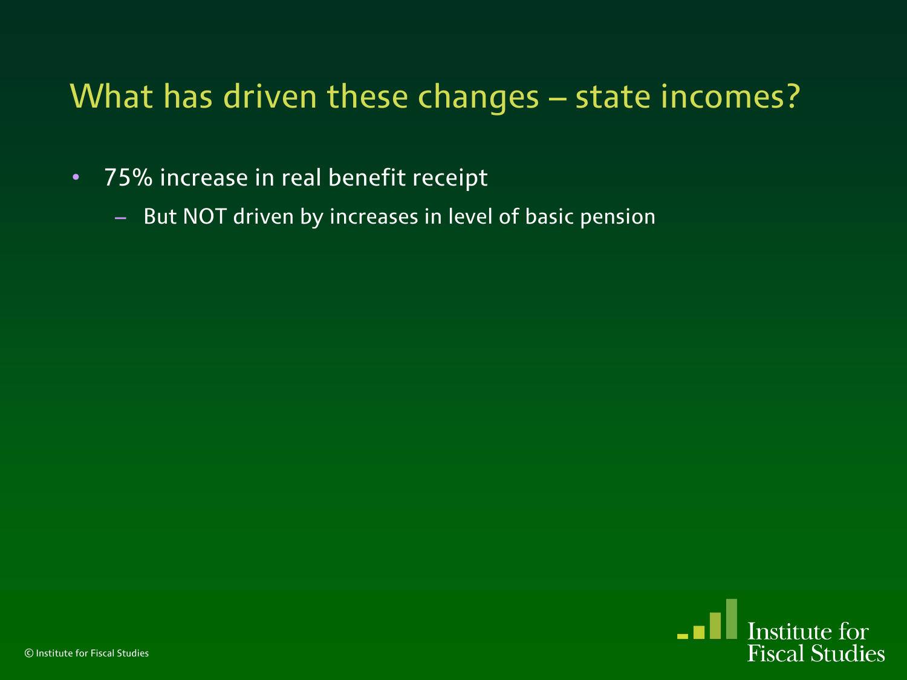# What has driven these changes – state incomes?

- 75% increase in real benefit receipt
  - But NOT driven by increases in level of basic pension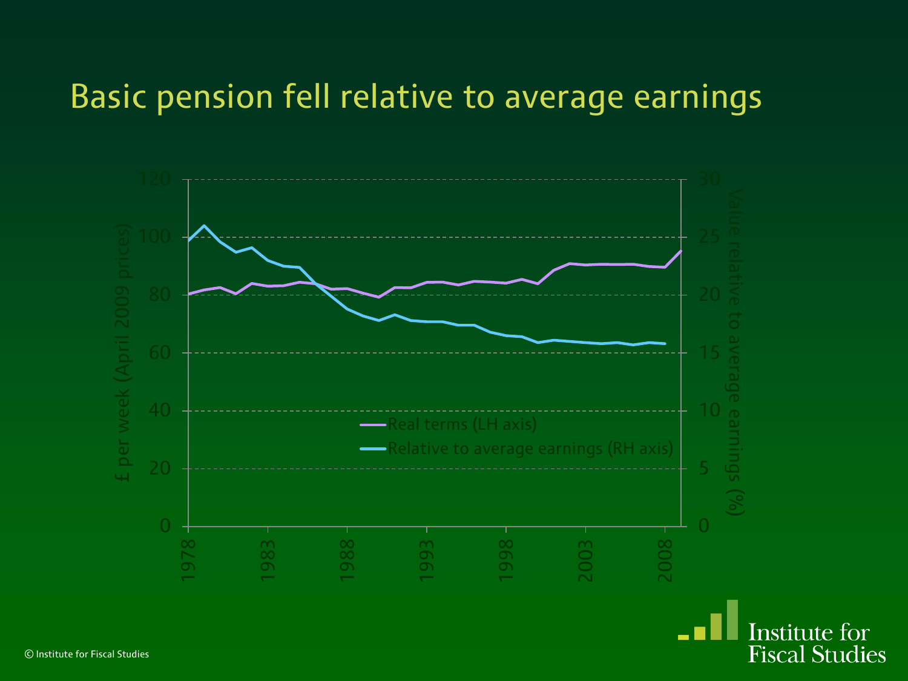# Basic pension fell relative to average earnings

£ per week (April 2009 prices)

Value relative to average earnings (%)

- Real terms (LH axis)
- Relative to average earnings (RH axis)

© Institute for Fiscal Studies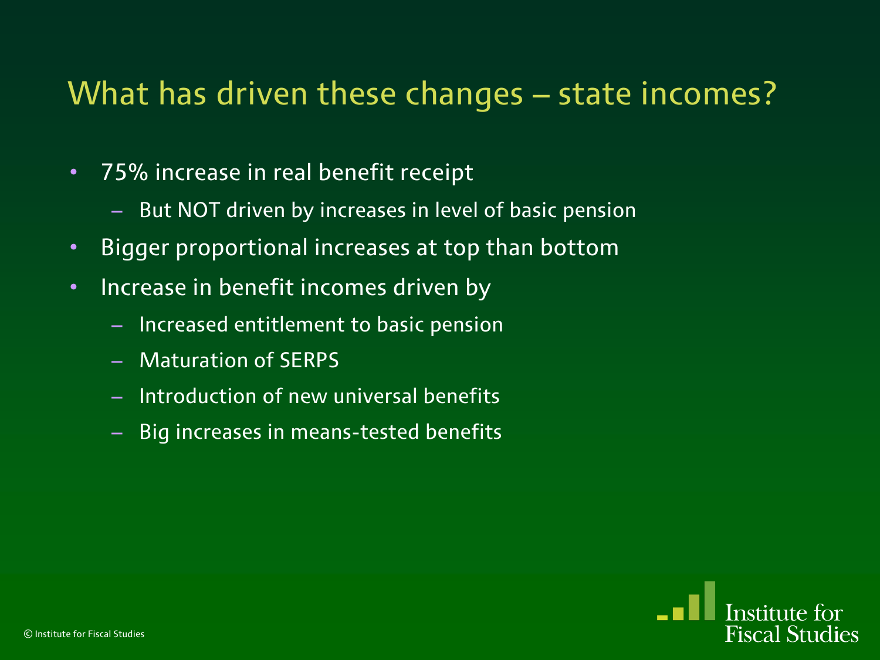# What has driven these changes – state incomes?

- 75% increase in real benefit receipt
  - But NOT driven by increases in level of basic pension
- Bigger proportional increases at top than bottom
- Increase in benefit incomes driven by
  - Increased entitlement to basic pension
  - Maturation of SERPS
  - Introduction of new universal benefits
  - Big increases in means-tested benefits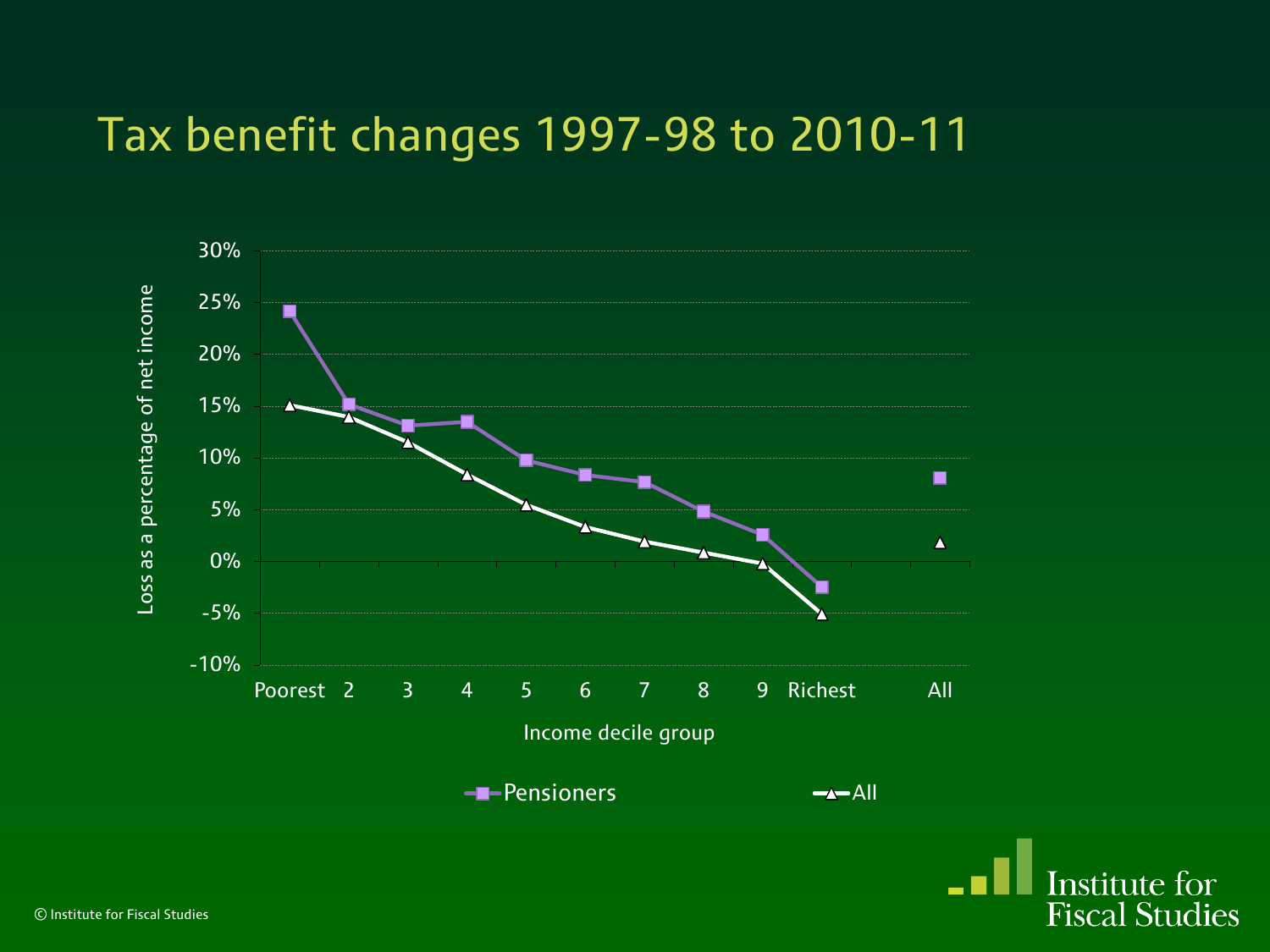# Tax benefit changes 1997-98 to 2010-11

Loss as a percentage of net income

30%
25%
20%
15%
10%
5%
0%
-5%
-10%

Poorest 2 3 4 5 6 7 8 9 Richest All

Income decile group

Pensioners All

© Institute for Fiscal Studies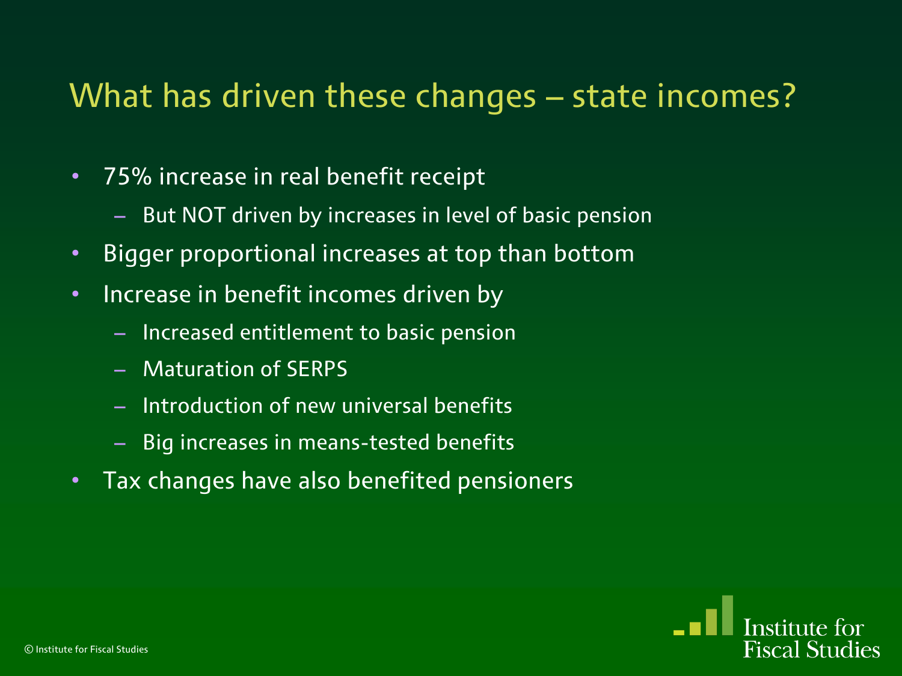# What has driven these changes – state incomes?

- 75% increase in real benefit receipt
  - But NOT driven by increases in level of basic pension
- Bigger proportional increases at top than bottom
- Increase in benefit incomes driven by
  - Increased entitlement to basic pension
  - Maturation of SERPS
  - Introduction of new universal benefits
  - Big increases in means-tested benefits
- Tax changes have also benefited pensioners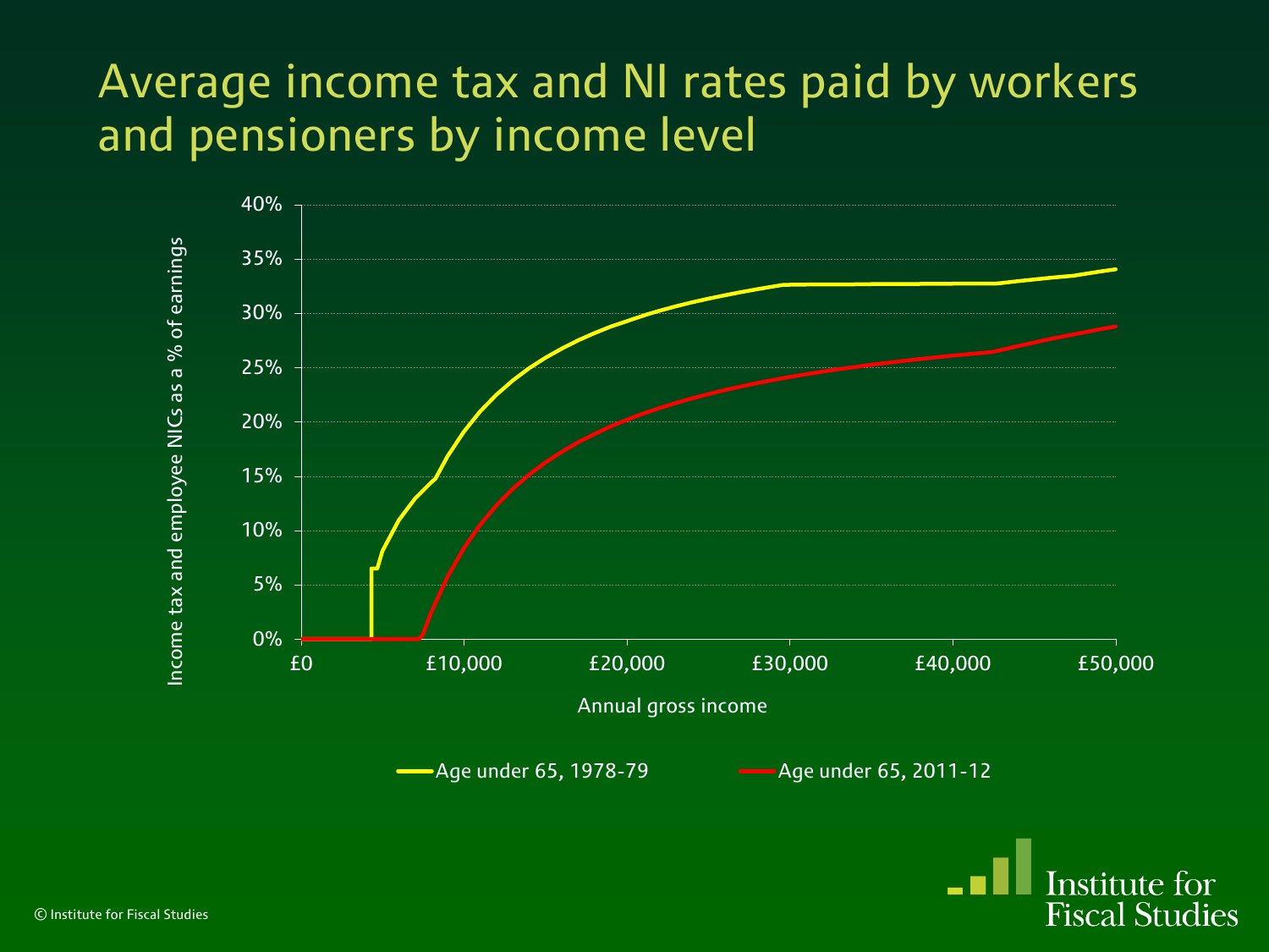# Average income tax and NI rates paid by workers and pensioners by income level

Income tax and employee NICs as a % of earnings

40%
35%
30%
25%
20%
15%
10%
5%
0%

£0 £10,000 £20,000 £30,000 £40,000 £50,000

Annual gross income

Age under 65, 1978-79

Age under 65, 2011-12

© Institute for Fiscal Studies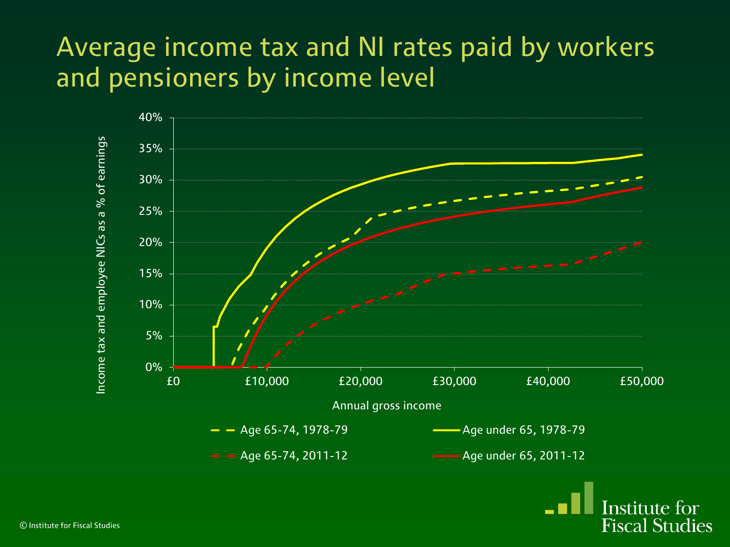# Average income tax and NI rates paid by workers and pensioners by income level

Income tax and employee NICs as a % of earnings

40%
35%
30%
25%
20%
15%
10%
5%
0%

£0 £10,000 £20,000 £30,000 £40,000 £50,000

Annual gross income

- Age 65-74, 1978-79
- Age under 65, 1978-79
- Age 65-74, 2011-12
- Age under 65, 2011-12

© Institute for Fiscal Studies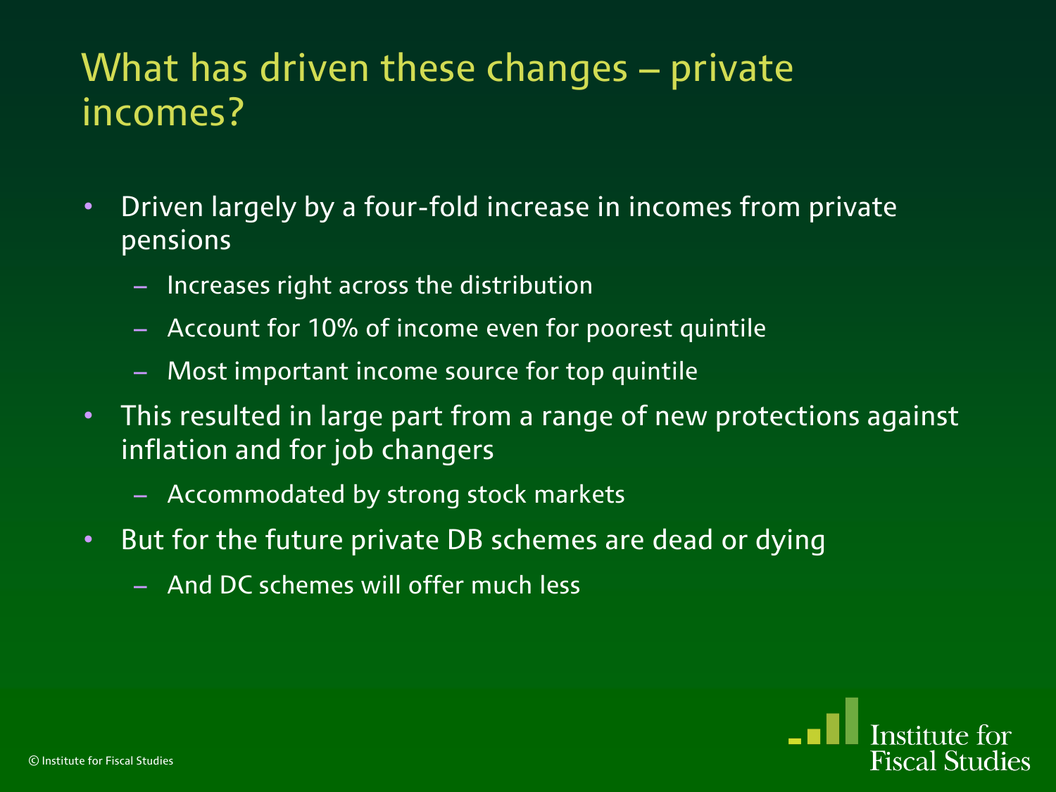# What has driven these changes – private incomes?

- Driven largely by a four-fold increase in incomes from private pensions
  - Increases right across the distribution
  - Account for 10% of income even for poorest quintile
  - Most important income source for top quintile
- This resulted in large part from a range of new protections against inflation and for job changers
  - Accommodated by strong stock markets
- But for the future private DB schemes are dead or dying
  - And DC schemes will offer much less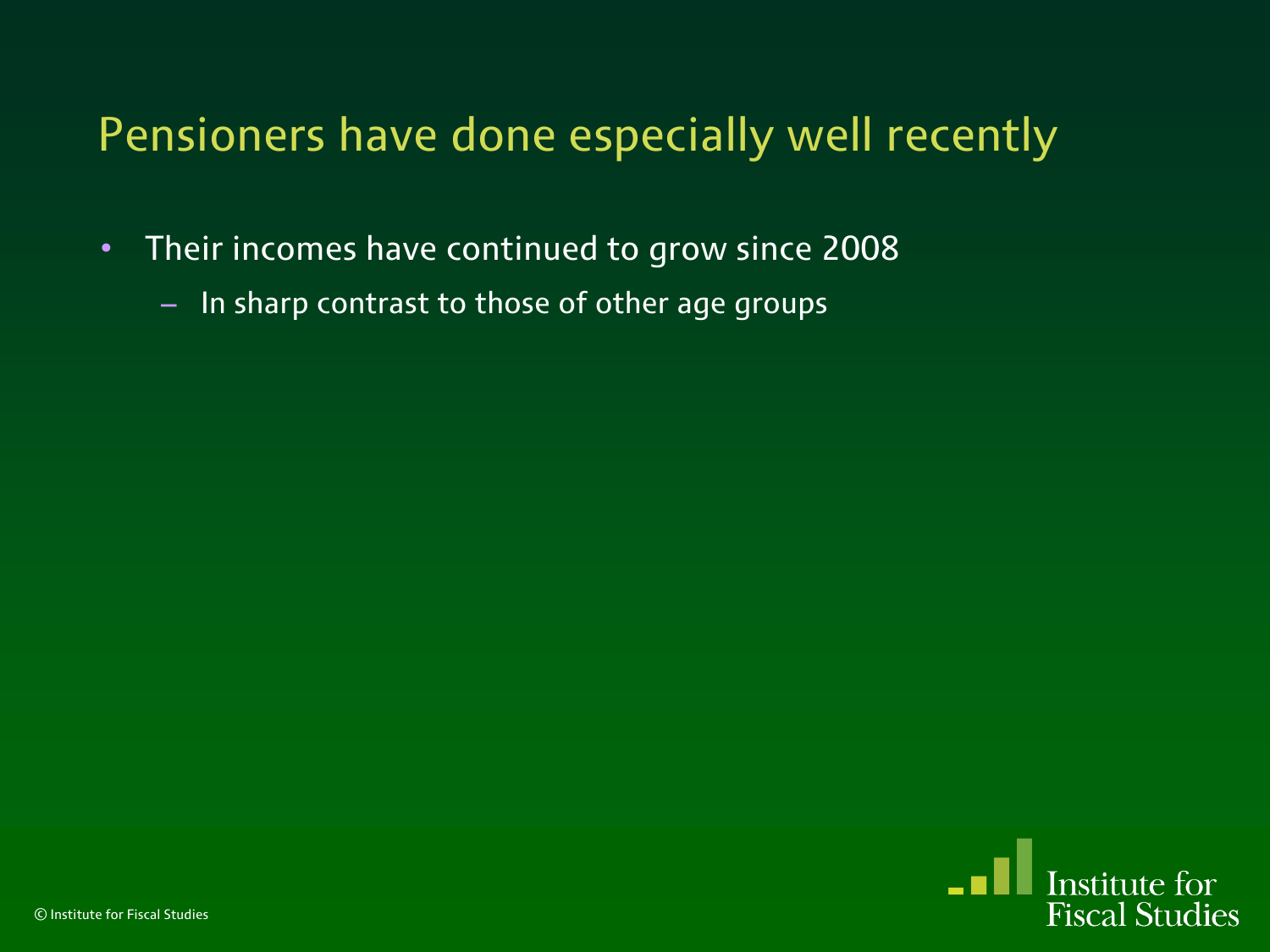## Pensioners have done especially well recently

- Their incomes have continued to grow since 2008
  - In sharp contrast to those of other age groups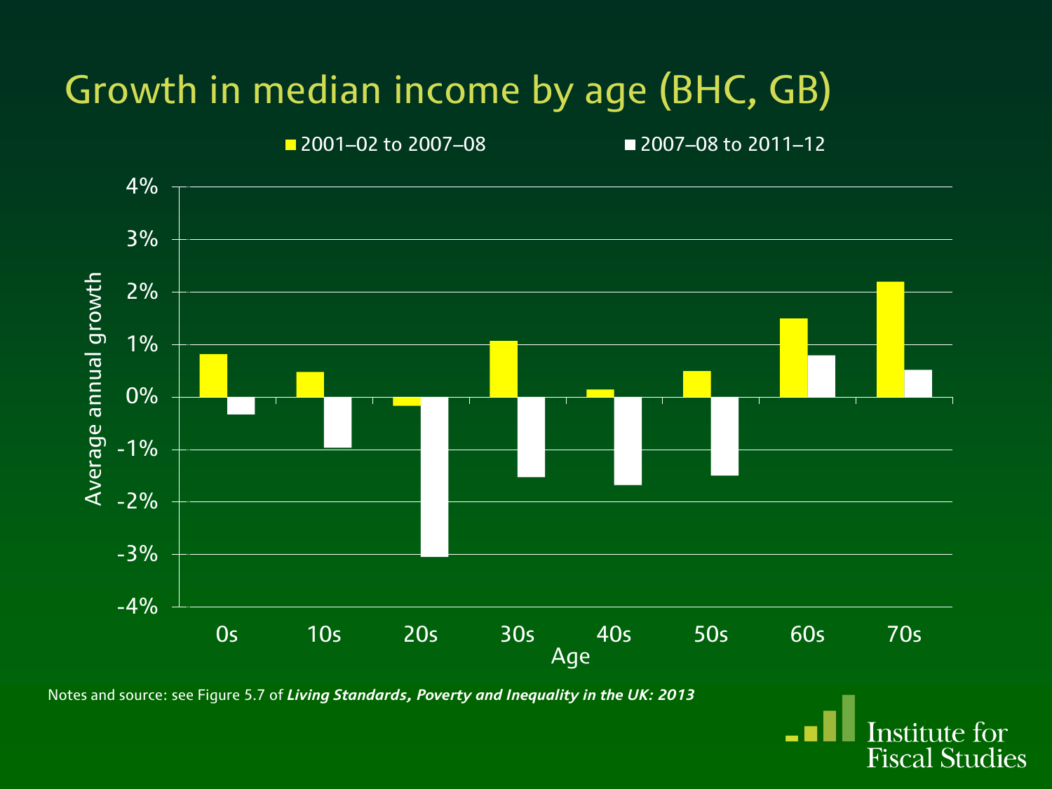# Growth in median income by age (BHC, GB)

Notes and source: see Figure 5.7 of ***Living Standards, Poverty and Inequality in the UK: 2013***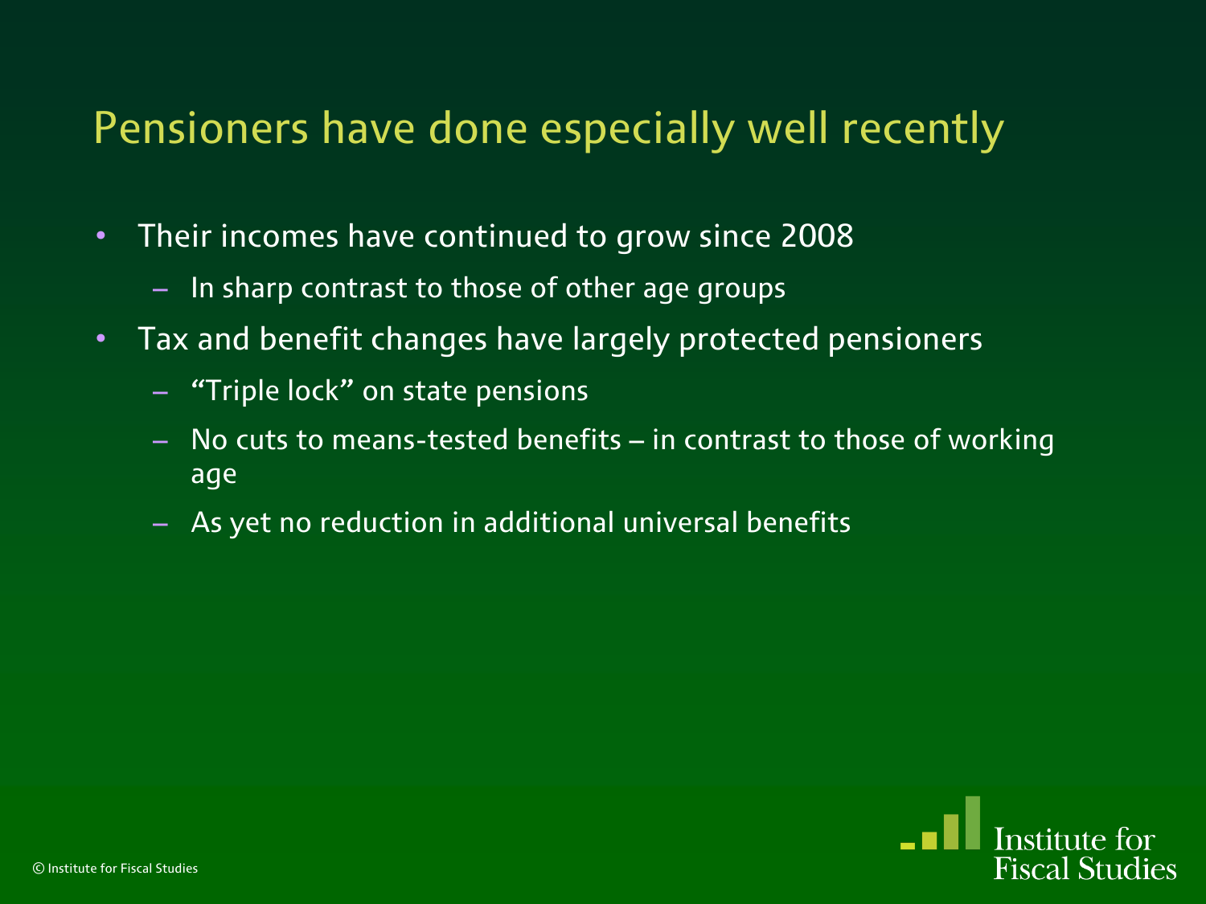# Pensioners have done especially well recently

- Their incomes have continued to grow since 2008
  - In sharp contrast to those of other age groups
- Tax and benefit changes have largely protected pensioners
  - "Triple lock" on state pensions
  - No cuts to means-tested benefits – in contrast to those of working age
  - As yet no reduction in additional universal benefits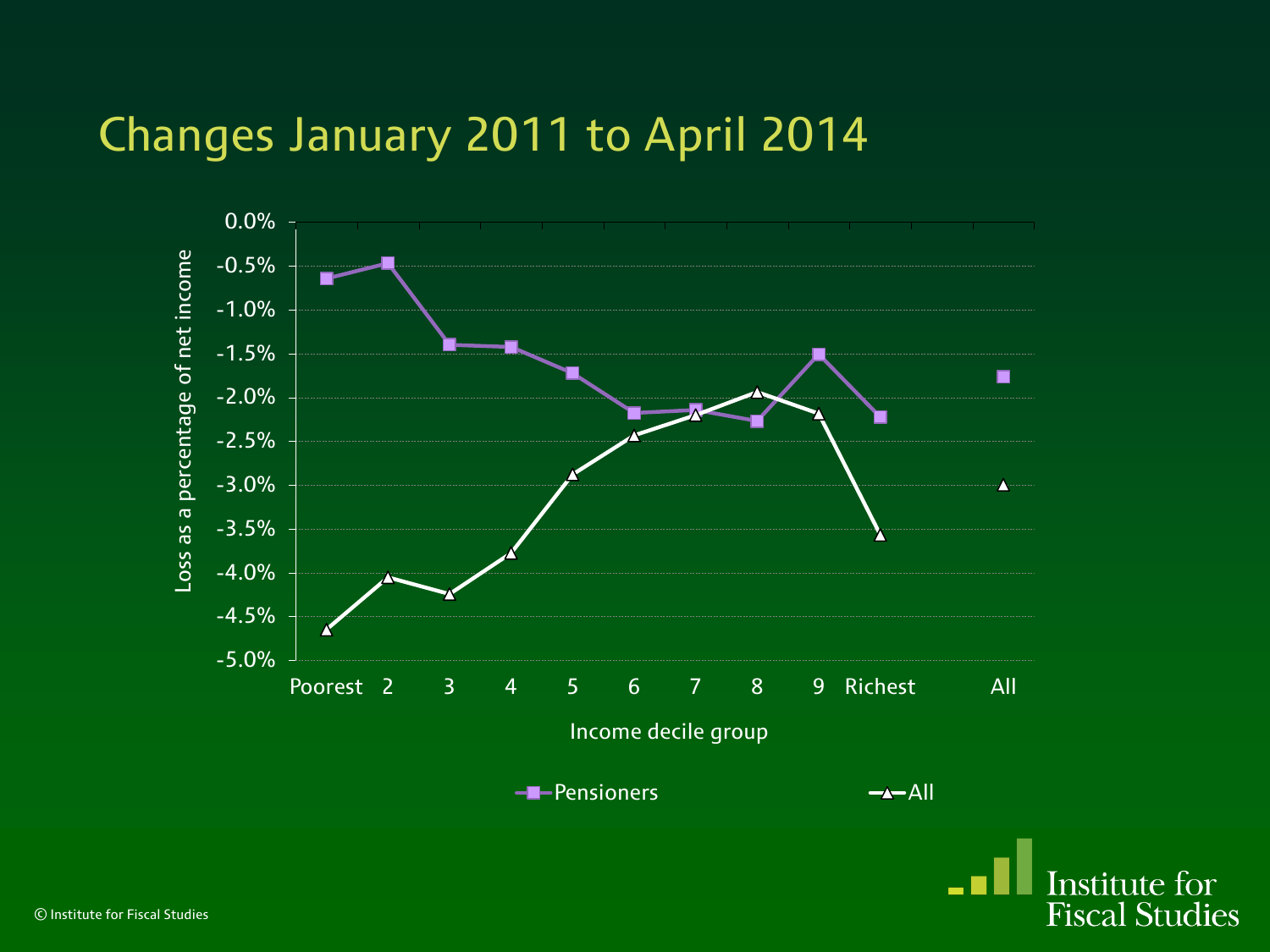# Changes January 2011 to April 2014

Loss as a percentage of net income

| Income decile group | Pensioners | All |
|---|---|---|
| Poorest | -0.6% | -4.7% |
| 2 | -0.5% | -4.0% |
| 3 | -1.4% | -4.2% |
| 4 | -1.4% | -3.8% |
| 5 | -1.7% | -2.9% |
| 6 | -2.2% | -2.4% |
| 7 | -2.1% | -2.2% |
| 8 | -2.3% | -1.9% |
| 9 | -1.5% | -2.2% |
| Richest | -2.2% | -3.6% |
| All | -1.8% | -3.0% |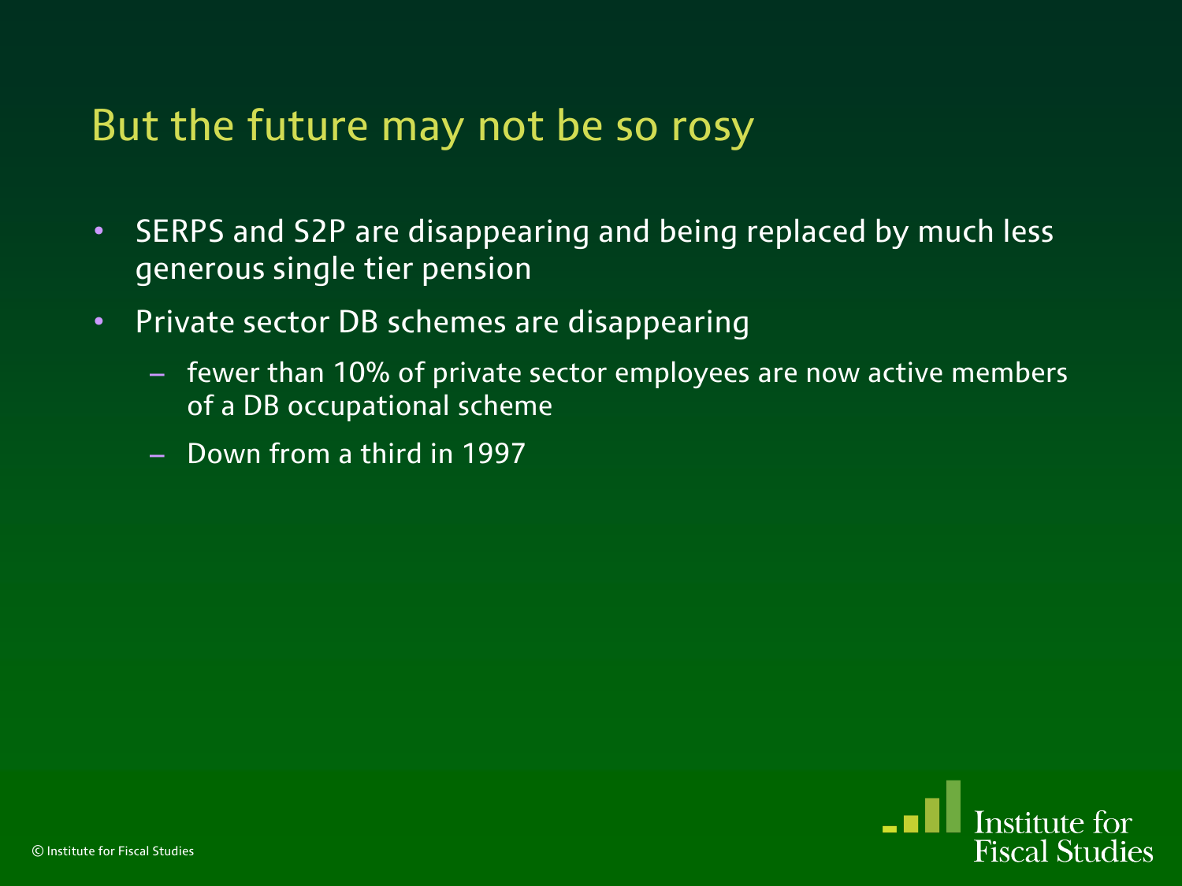## But the future may not be so rosy

- SERPS and S2P are disappearing and being replaced by much less generous single tier pension
- Private sector DB schemes are disappearing
  - fewer than 10% of private sector employees are now active members of a DB occupational scheme
  - Down from a third in 1997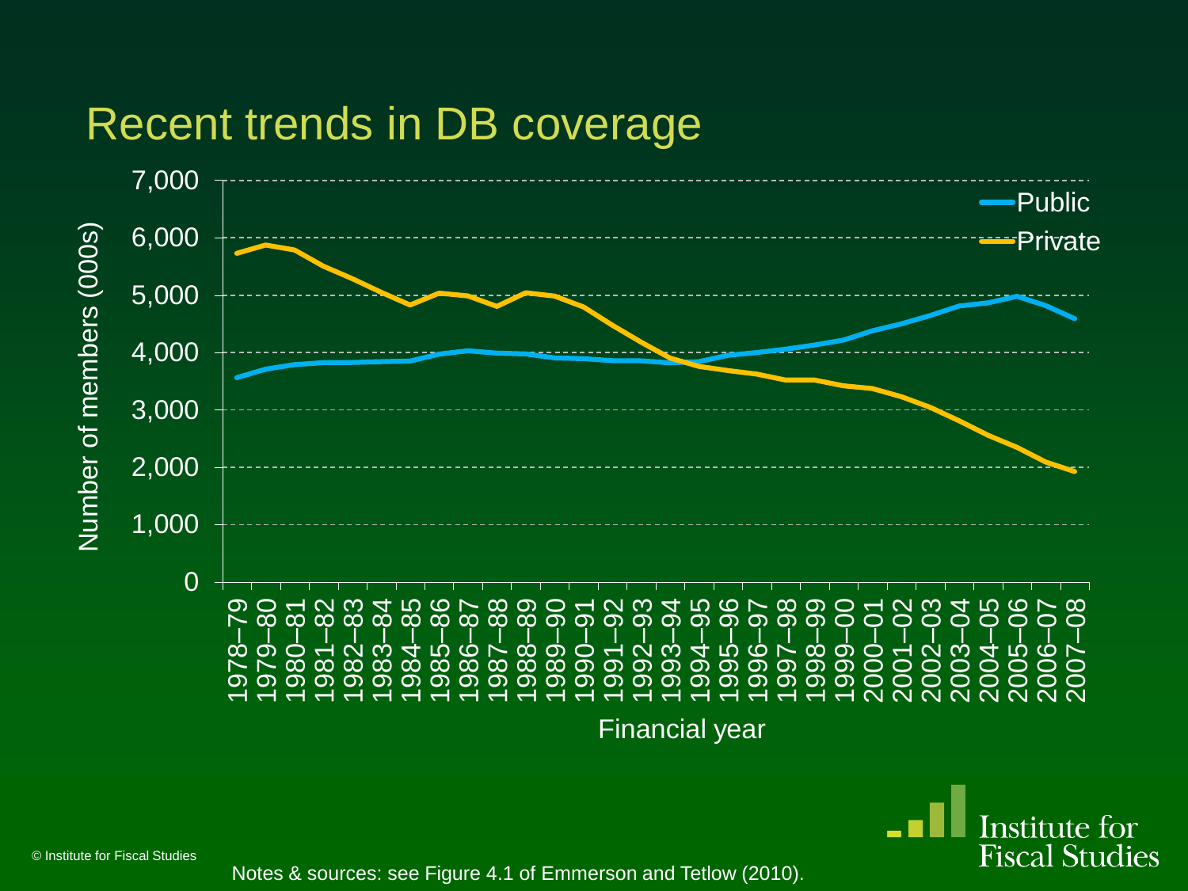# Recent trends in DB coverage

Notes & sources: see Figure 4.1 of Emmerson and Tetlow (2010).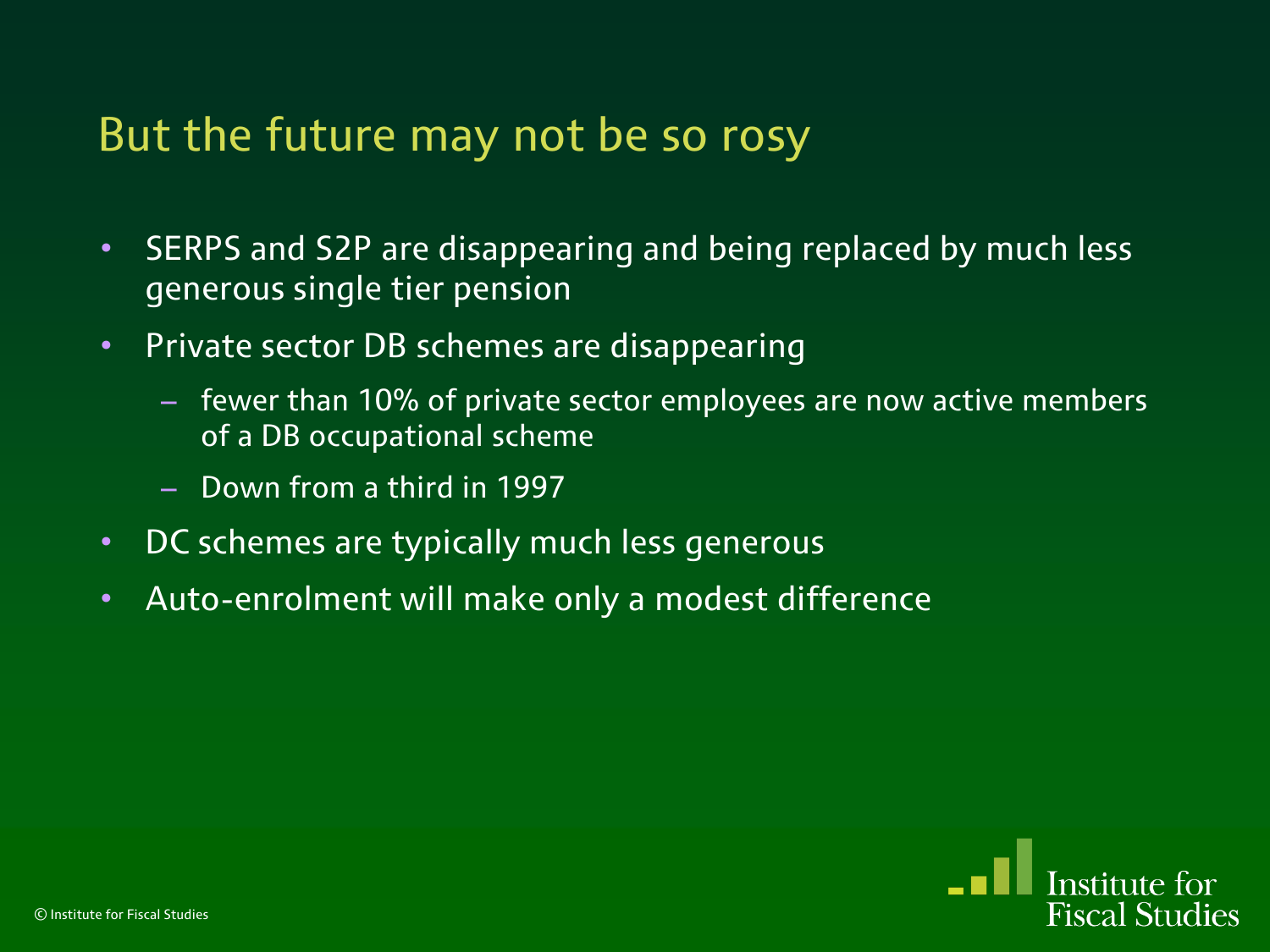# But the future may not be so rosy

- SERPS and S2P are disappearing and being replaced by much less generous single tier pension
- Private sector DB schemes are disappearing
  - fewer than 10% of private sector employees are now active members of a DB occupational scheme
  - Down from a third in 1997
- DC schemes are typically much less generous
- Auto-enrolment will make only a modest difference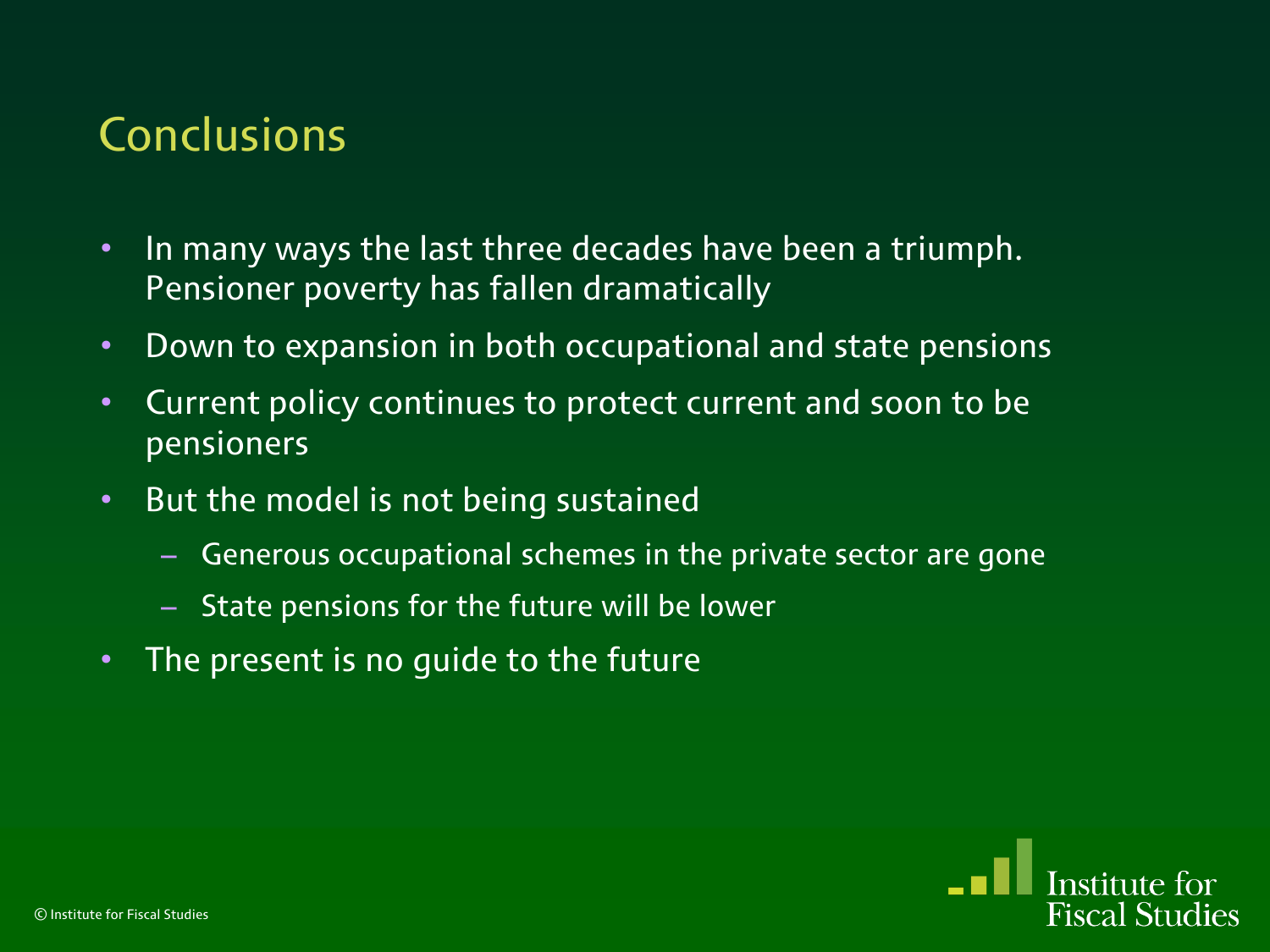## Conclusions

- In many ways the last three decades have been a triumph. Pensioner poverty has fallen dramatically
- Down to expansion in both occupational and state pensions
- Current policy continues to protect current and soon to be pensioners
- But the model is not being sustained
  - Generous occupational schemes in the private sector are gone
  - State pensions for the future will be lower
- The present is no guide to the future